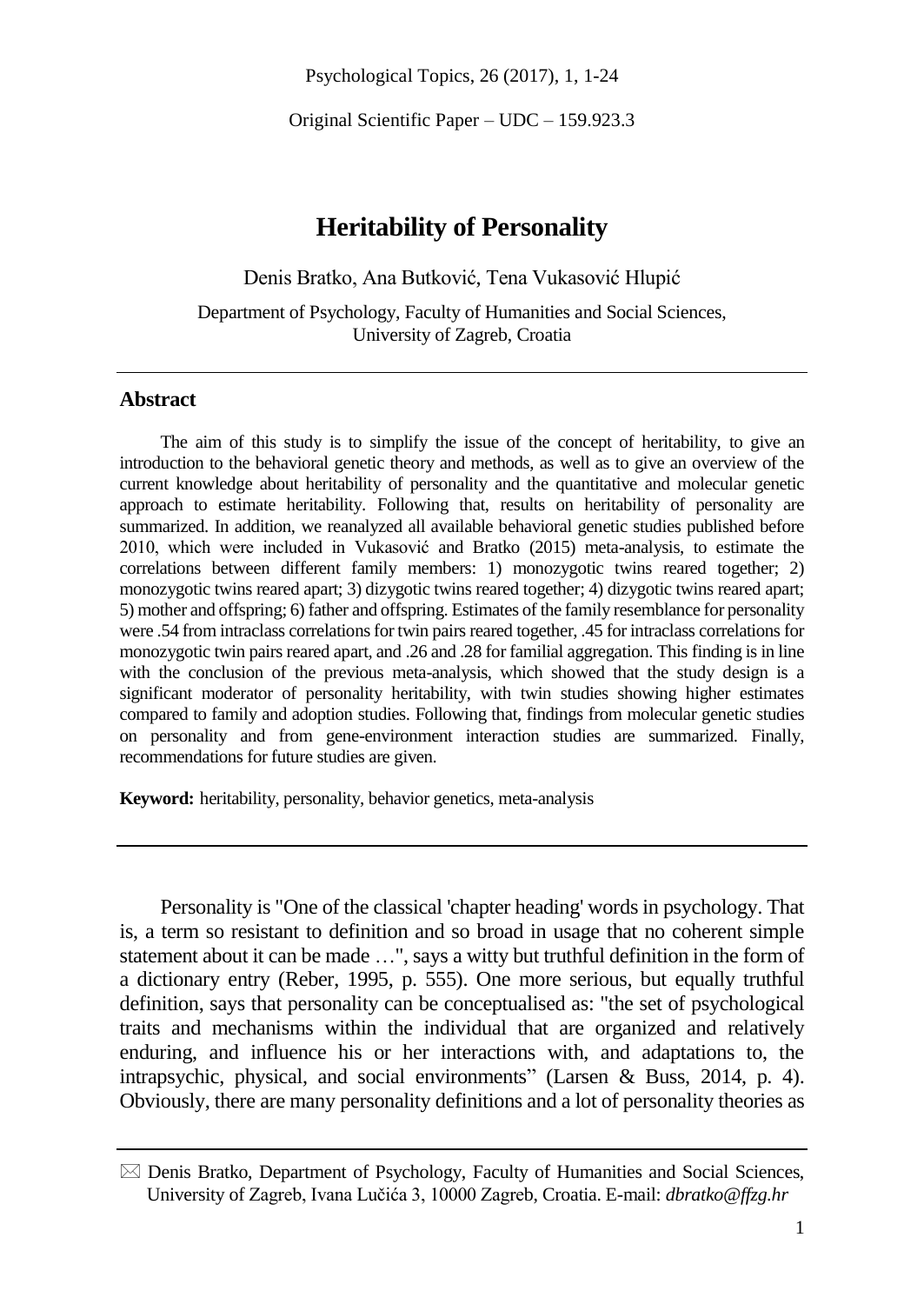# Heritability of Personality

Denis Bratko, Ana Butković, Tena Vukasović Hlupić

Department of Psychology, Faculty of Humanities and Social Sciences, University of Zagreb, Croatia

## Abstract

The aim of this study is to simplify the issue of the concept of heritability, to give an introduction to the behavioral genetic theory and methods, as well as to give an overview of the current knowledge about heritability of personality and the quantitative and molecular genetic approach to estimate heritability. Following that, results on heritability of personality are summarized. In addition, we reanalyzed all available behavioral genetic studies published before 2010, which were included in Vukasović and Bratko (2015) meta-analysis, to estimate the correlations between different family members: 1) monozygotic twins reared together; 2) monozygotic twins reared apart; 3) dizygotic twins reared together; 4) dizygotic twins reared apart; 5) mother and offspring; 6) father and offspring. Estimates of the family resemblance for personality were .54 from intraclass correlations for twin pairs reared together, .45 for intraclass correlations for monozygotic twin pairs reared apart, and .26 and .28 for familial aggregation. This finding is in line with the conclusion of the previous meta-analysis, which showed that the study design is a significant moderator of personality heritability, with twin studies showing higher estimates compared to family and adoption studies. Following that, findings from molecular genetic studies on personality and from gene-environment interaction studies are summarized. Finally, recommendations for future studies are given.

**Keyword:** heritability, personality, behavior genetics, meta-analysis

Personality is "One of the classical 'chapter heading' words in psychology. That is, a term so resistant to definition and so broad in usage that no coherent simple statement about it can be made …", says a witty but truthful definition in the form of a dictionary entry (Reber, 1995, p. 555). One more serious, but equally truthful definition, says that personality can be conceptualised as: "the set of psychological traits and mechanisms within the individual that are organized and relatively enduring, and influence his or her interactions with, and adaptations to, the intrapsychic, physical, and social environments" (Larsen & Buss, 2014, p. 4). Obviously, there are many personality definitions and a lot of personality theories as

✉ Denis Bratko, Department of Psychology, Faculty of Humanities and Social Sciences, University of Zagreb, Ivana Lučića 3, 10000 Zagreb, Croatia. E-mail: *dbratko@ffzg.hr*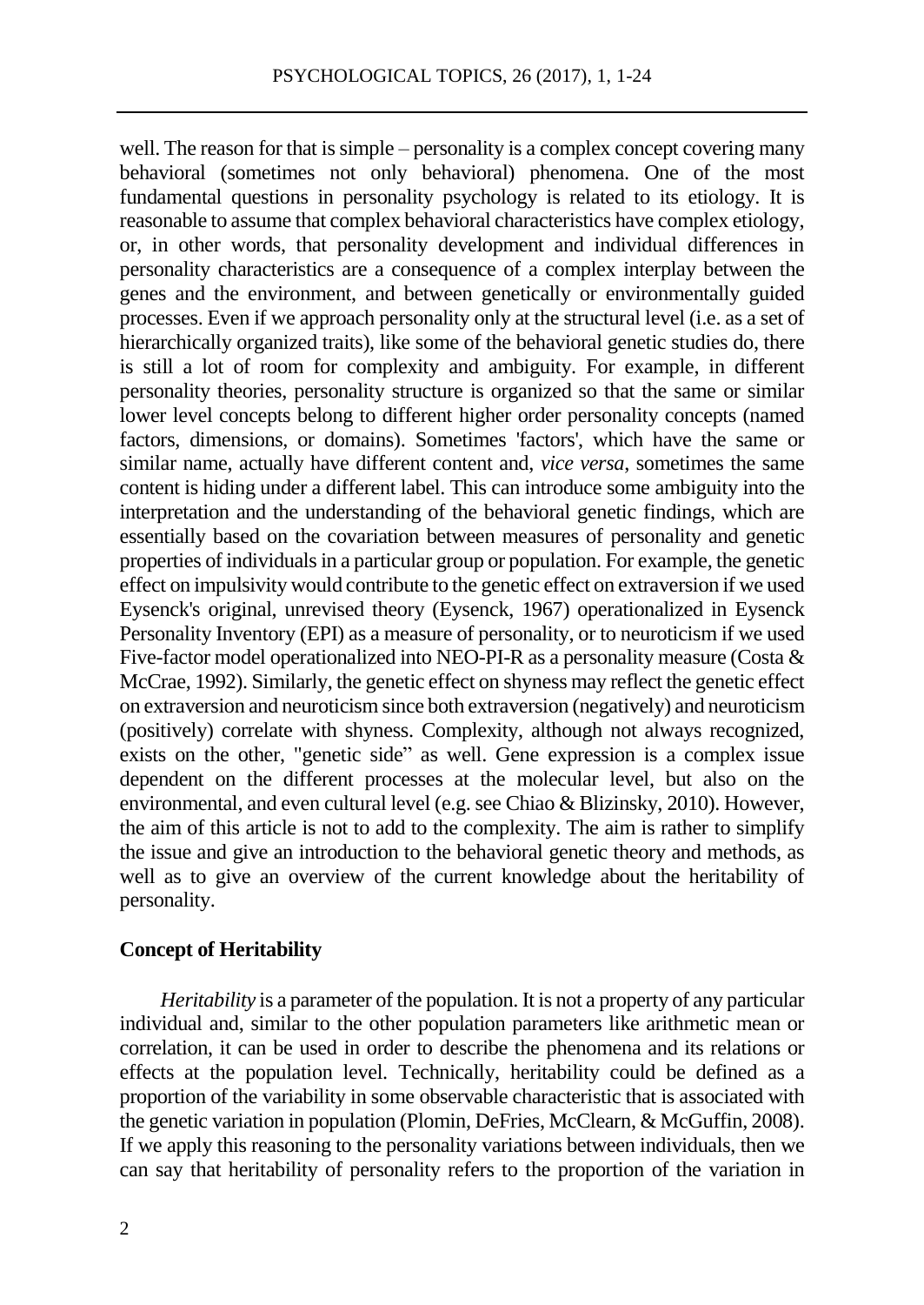well. The reason for that is simple – personality is a complex concept covering many behavioral (sometimes not only behavioral) phenomena. One of the most fundamental questions in personality psychology is related to its etiology. It is reasonable to assume that complex behavioral characteristics have complex etiology, or, in other words, that personality development and individual differences in personality characteristics are a consequence of a complex interplay between the genes and the environment, and between genetically or environmentally guided processes. Even if we approach personality only at the structural level (i.e. as a set of hierarchically organized traits), like some of the behavioral genetic studies do, there is still a lot of room for complexity and ambiguity. For example, in different personality theories, personality structure is organized so that the same or similar lower level concepts belong to different higher order personality concepts (named factors, dimensions, or domains). Sometimes 'factors', which have the same or similar name, actually have different content and, *vice versa*, sometimes the same content is hiding under a different label. This can introduce some ambiguity into the interpretation and the understanding of the behavioral genetic findings, which are essentially based on the covariation between measures of personality and genetic properties of individuals in a particular group or population. For example, the genetic effect on impulsivity would contribute to the genetic effect on extraversion if we used Eysenck's original, unrevised theory (Eysenck, 1967) operationalized in Eysenck Personality Inventory (EPI) as a measure of personality, or to neuroticism if we used Five-factor model operationalized into NEO-PI-R as a personality measure (Costa & McCrae, 1992). Similarly, the genetic effect on shyness may reflect the genetic effect on extraversion and neuroticism since both extraversion (negatively) and neuroticism (positively) correlate with shyness. Complexity, although not always recognized, exists on the other, "genetic side" as well. Gene expression is a complex issue dependent on the different processes at the molecular level, but also on the environmental, and even cultural level (e.g. see Chiao & Blizinsky, 2010). However, the aim of this article is not to add to the complexity. The aim is rather to simplify the issue and give an introduction to the behavioral genetic theory and methods, as well as to give an overview of the current knowledge about the heritability of personality.

## Concept of Heritability

*Heritability* is a parameter of the population. It is not a property of any particular individual and, similar to the other population parameters like arithmetic mean or correlation, it can be used in order to describe the phenomena and its relations or effects at the population level. Technically, heritability could be defined as a proportion of the variability in some observable characteristic that is associated with the genetic variation in population (Plomin, DeFries, McClearn, & McGuffin, 2008). If we apply this reasoning to the personality variations between individuals, then we can say that heritability of personality refers to the proportion of the variation in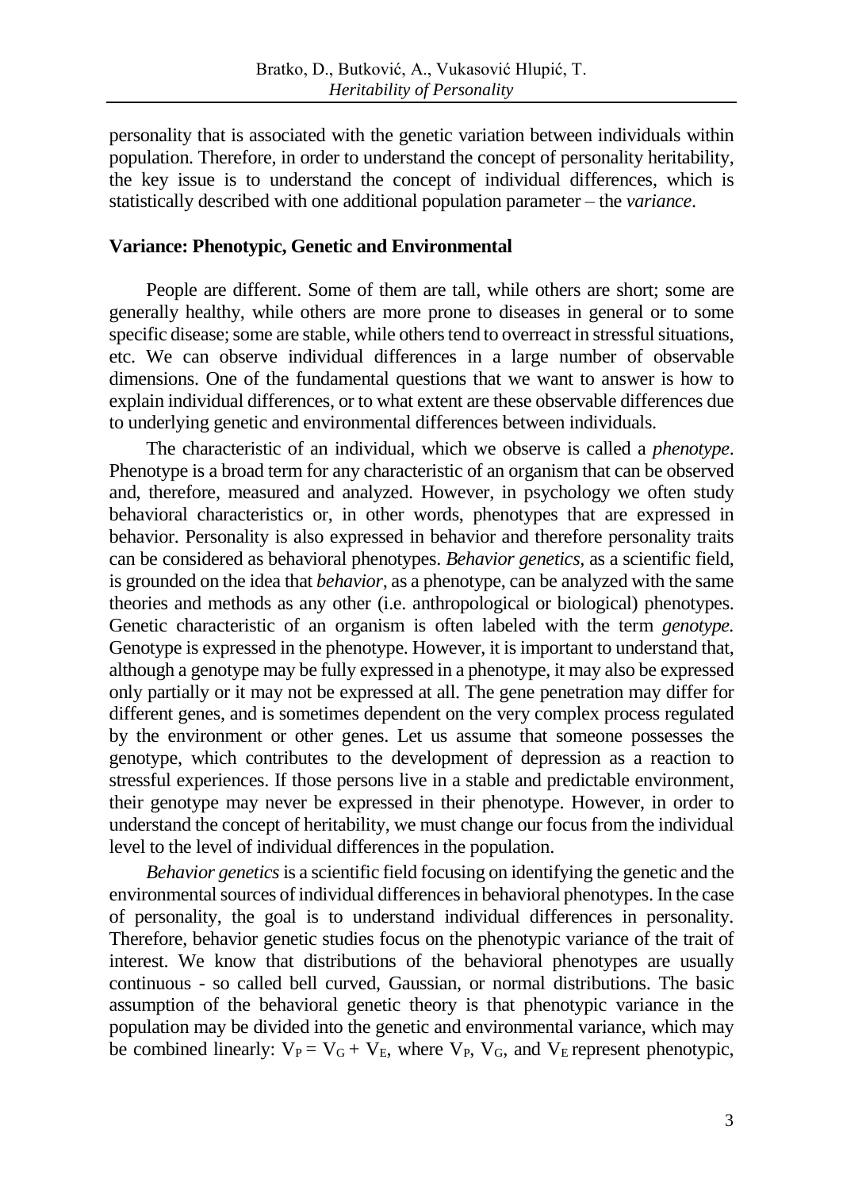personality that is associated with the genetic variation between individuals within population. Therefore, in order to understand the concept of personality heritability, the key issue is to understand the concept of individual differences, which is statistically described with one additional population parameter – the *variance*.

## Variance: Phenotypic, Genetic and Environmental

People are different. Some of them are tall, while others are short; some are generally healthy, while others are more prone to diseases in general or to some specific disease; some are stable, while others tend to overreact in stressful situations, etc. We can observe individual differences in a large number of observable dimensions. One of the fundamental questions that we want to answer is how to explain individual differences, or to what extent are these observable differences due to underlying genetic and environmental differences between individuals.

The characteristic of an individual, which we observe is called a *phenotype*. Phenotype is a broad term for any characteristic of an organism that can be observed and, therefore, measured and analyzed. However, in psychology we often study behavioral characteristics or, in other words, phenotypes that are expressed in behavior. Personality is also expressed in behavior and therefore personality traits can be considered as behavioral phenotypes. *Behavior genetics*, as a scientific field, is grounded on the idea that *behavior*, as a phenotype, can be analyzed with the same theories and methods as any other (i.e. anthropological or biological) phenotypes. Genetic characteristic of an organism is often labeled with the term *genotype.* Genotype is expressed in the phenotype. However, it is important to understand that, although a genotype may be fully expressed in a phenotype, it may also be expressed only partially or it may not be expressed at all. The gene penetration may differ for different genes, and is sometimes dependent on the very complex process regulated by the environment or other genes. Let us assume that someone possesses the genotype, which contributes to the development of depression as a reaction to stressful experiences. If those persons live in a stable and predictable environment, their genotype may never be expressed in their phenotype. However, in order to understand the concept of heritability, we must change our focus from the individual level to the level of individual differences in the population.

*Behavior genetics* is a scientific field focusing on identifying the genetic and the environmental sources of individual differences in behavioral phenotypes. In the case of personality, the goal is to understand individual differences in personality. Therefore, behavior genetic studies focus on the phenotypic variance of the trait of interest. We know that distributions of the behavioral phenotypes are usually continuous - so called bell curved, Gaussian, or normal distributions. The basic assumption of the behavioral genetic theory is that phenotypic variance in the population may be divided into the genetic and environmental variance, which may be combined linearly: $V_P = V_G + V_E$, where $V_P$, $V_G$, and $V_E$ represent phenotypic,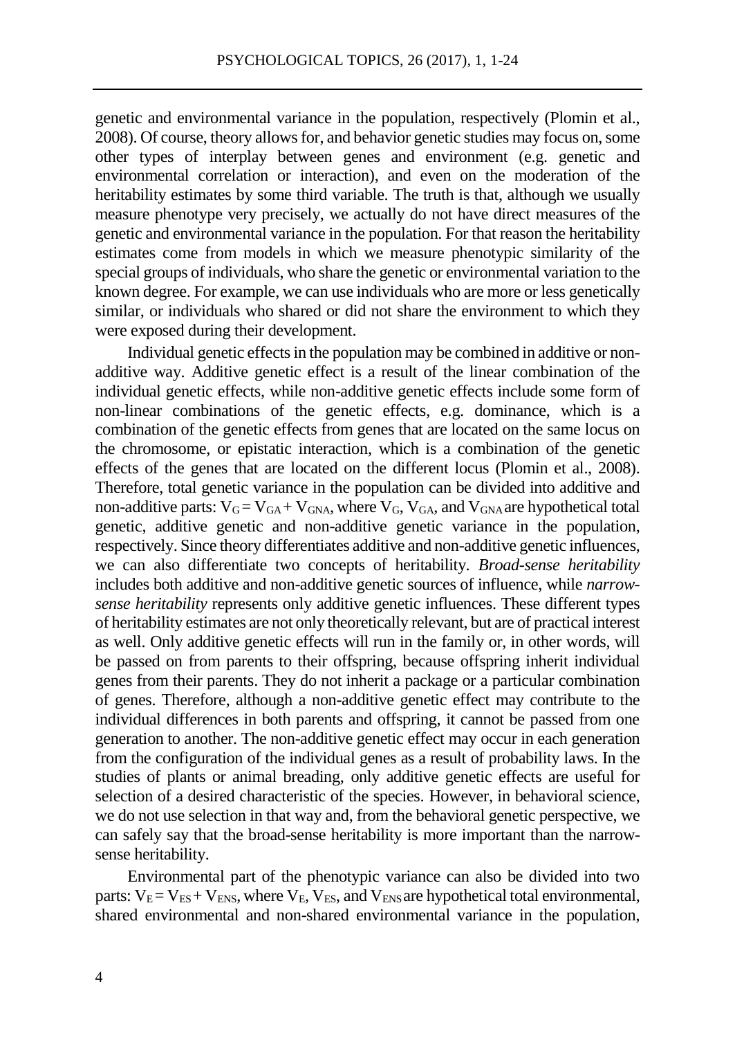genetic and environmental variance in the population, respectively (Plomin et al., 2008). Of course, theory allows for, and behavior genetic studies may focus on, some other types of interplay between genes and environment (e.g. genetic and environmental correlation or interaction), and even on the moderation of the heritability estimates by some third variable. The truth is that, although we usually measure phenotype very precisely, we actually do not have direct measures of the genetic and environmental variance in the population. For that reason the heritability estimates come from models in which we measure phenotypic similarity of the special groups of individuals, who share the genetic or environmental variation to the known degree. For example, we can use individuals who are more or less genetically similar, or individuals who shared or did not share the environment to which they were exposed during their development.

Individual genetic effects in the population may be combined in additive or non-additive way. Additive genetic effect is a result of the linear combination of the individual genetic effects, while non-additive genetic effects include some form of non-linear combinations of the genetic effects, e.g. dominance, which is a combination of the genetic effects from genes that are located on the same locus on the chromosome, or epistatic interaction, which is a combination of the genetic effects of the genes that are located on the different locus (Plomin et al., 2008). Therefore, total genetic variance in the population can be divided into additive and non-additive parts: $V_G = V_{GA} + V_{GNA}$, where $V_G$, $V_{GA}$, and $V_{GNA}$ are hypothetical total genetic, additive genetic and non-additive genetic variance in the population, respectively. Since theory differentiates additive and non-additive genetic influences, we can also differentiate two concepts of heritability. *Broad-sense heritability* includes both additive and non-additive genetic sources of influence, while *narrow-sense heritability* represents only additive genetic influences. These different types of heritability estimates are not only theoretically relevant, but are of practical interest as well. Only additive genetic effects will run in the family or, in other words, will be passed on from parents to their offspring, because offspring inherit individual genes from their parents. They do not inherit a package or a particular combination of genes. Therefore, although a non-additive genetic effect may contribute to the individual differences in both parents and offspring, it cannot be passed from one generation to another. The non-additive genetic effect may occur in each generation from the configuration of the individual genes as a result of probability laws. In the studies of plants or animal breading, only additive genetic effects are useful for selection of a desired characteristic of the species. However, in behavioral science, we do not use selection in that way and, from the behavioral genetic perspective, we can safely say that the broad-sense heritability is more important than the narrow-sense heritability.

Environmental part of the phenotypic variance can also be divided into two parts: $V_E = V_{ES} + V_{ENS}$, where $V_E$, $V_{ES}$, and $V_{ENS}$ are hypothetical total environmental, shared environmental and non-shared environmental variance in the population,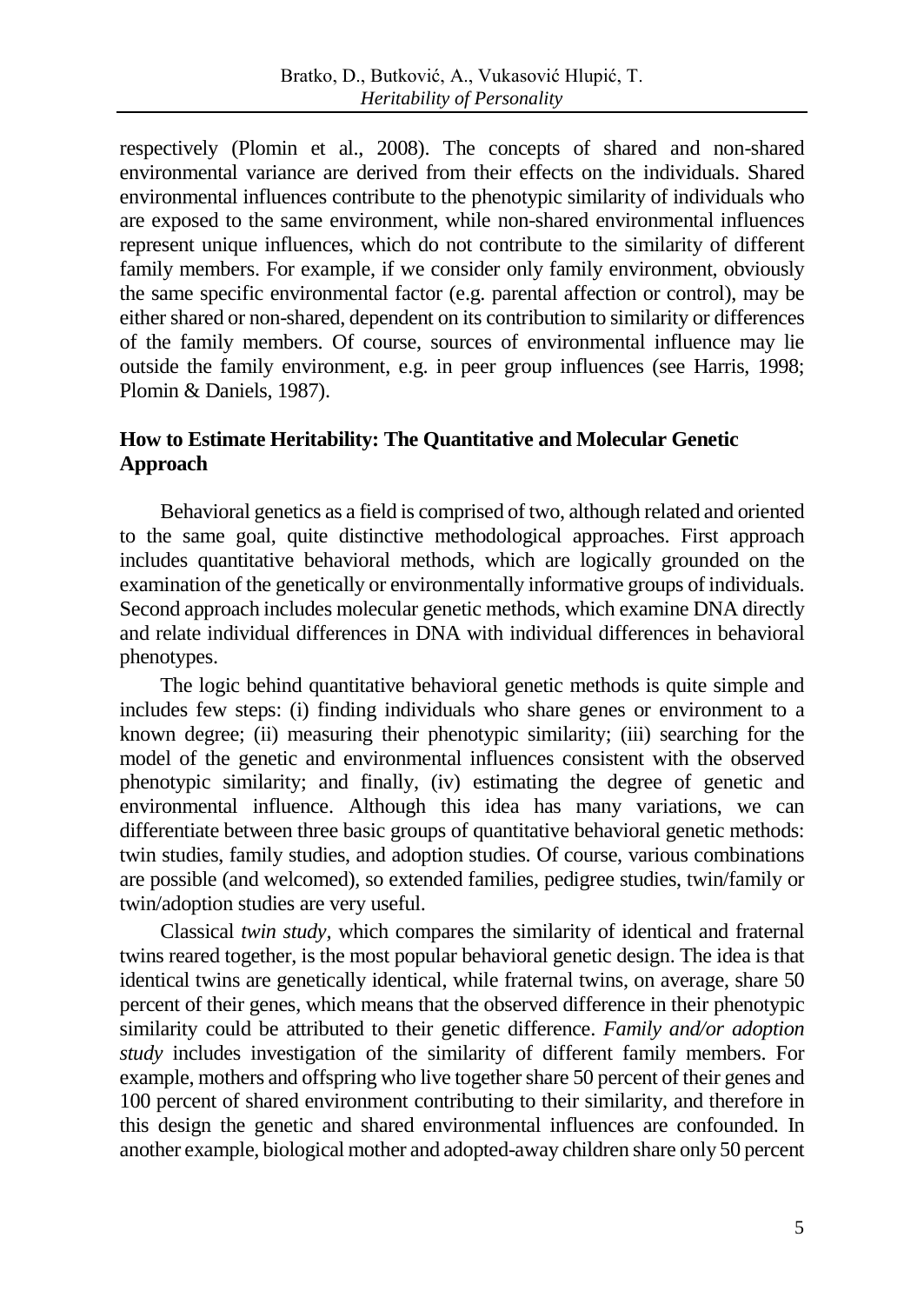respectively (Plomin et al., 2008). The concepts of shared and non-shared environmental variance are derived from their effects on the individuals. Shared environmental influences contribute to the phenotypic similarity of individuals who are exposed to the same environment, while non-shared environmental influences represent unique influences, which do not contribute to the similarity of different family members. For example, if we consider only family environment, obviously the same specific environmental factor (e.g. parental affection or control), may be either shared or non-shared, dependent on its contribution to similarity or differences of the family members. Of course, sources of environmental influence may lie outside the family environment, e.g. in peer group influences (see Harris, 1998; Plomin & Daniels, 1987).

## How to Estimate Heritability: The Quantitative and Molecular Genetic Approach

Behavioral genetics as a field is comprised of two, although related and oriented to the same goal, quite distinctive methodological approaches. First approach includes quantitative behavioral methods, which are logically grounded on the examination of the genetically or environmentally informative groups of individuals. Second approach includes molecular genetic methods, which examine DNA directly and relate individual differences in DNA with individual differences in behavioral phenotypes.

The logic behind quantitative behavioral genetic methods is quite simple and includes few steps: (i) finding individuals who share genes or environment to a known degree; (ii) measuring their phenotypic similarity; (iii) searching for the model of the genetic and environmental influences consistent with the observed phenotypic similarity; and finally, (iv) estimating the degree of genetic and environmental influence. Although this idea has many variations, we can differentiate between three basic groups of quantitative behavioral genetic methods: twin studies, family studies, and adoption studies. Of course, various combinations are possible (and welcomed), so extended families, pedigree studies, twin/family or twin/adoption studies are very useful.

Classical *twin study*, which compares the similarity of identical and fraternal twins reared together, is the most popular behavioral genetic design. The idea is that identical twins are genetically identical, while fraternal twins, on average, share 50 percent of their genes, which means that the observed difference in their phenotypic similarity could be attributed to their genetic difference. *Family and/or adoption study* includes investigation of the similarity of different family members. For example, mothers and offspring who live together share 50 percent of their genes and 100 percent of shared environment contributing to their similarity, and therefore in this design the genetic and shared environmental influences are confounded. In another example, biological mother and adopted-away children share only 50 percent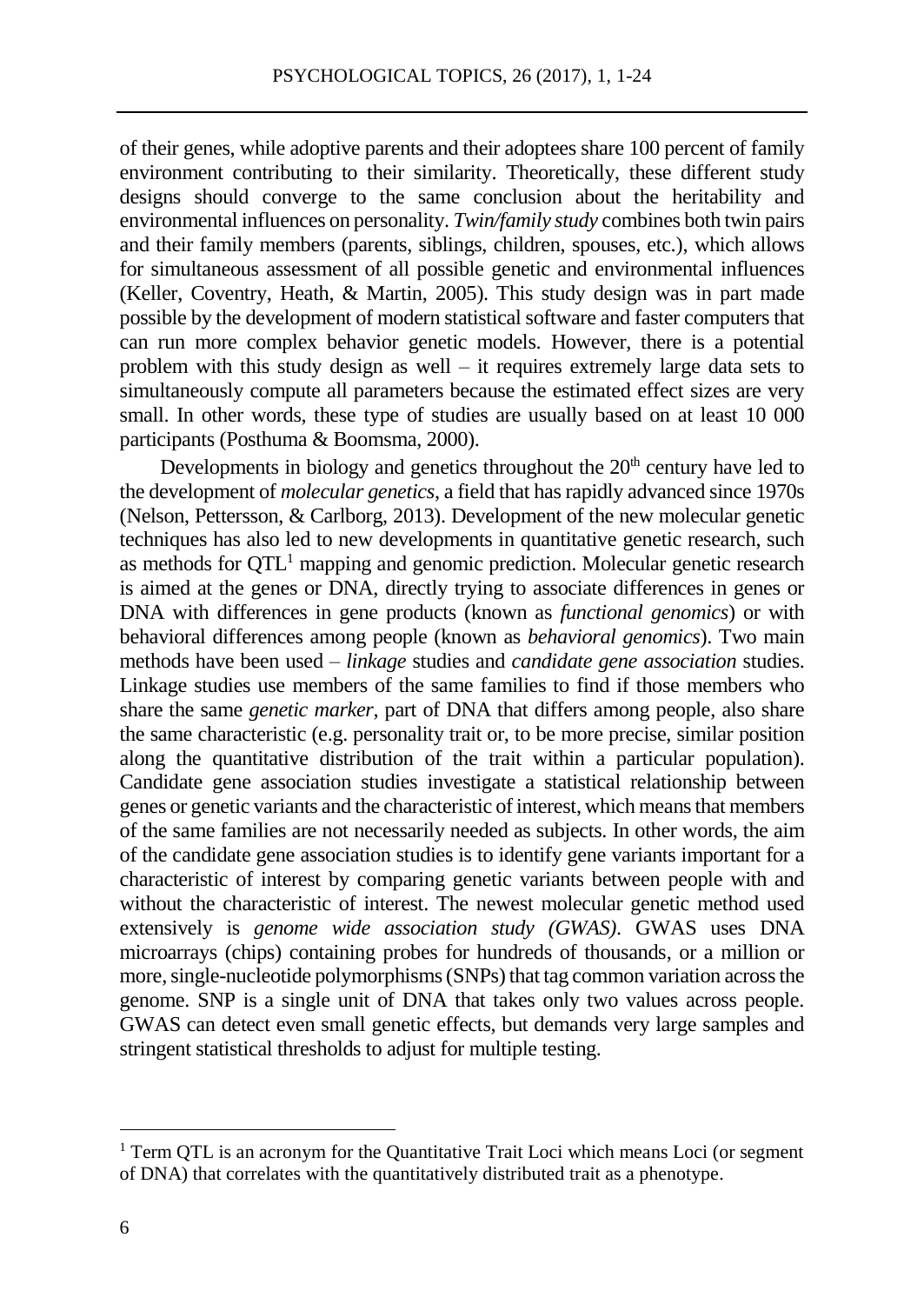of their genes, while adoptive parents and their adoptees share 100 percent of family environment contributing to their similarity. Theoretically, these different study designs should converge to the same conclusion about the heritability and environmental influences on personality. *Twin/family study* combines both twin pairs and their family members (parents, siblings, children, spouses, etc.), which allows for simultaneous assessment of all possible genetic and environmental influences (Keller, Coventry, Heath, & Martin, 2005). This study design was in part made possible by the development of modern statistical software and faster computers that can run more complex behavior genetic models. However, there is a potential problem with this study design as well – it requires extremely large data sets to simultaneously compute all parameters because the estimated effect sizes are very small. In other words, these type of studies are usually based on at least 10 000 participants (Posthuma & Boomsma, 2000).

Developments in biology and genetics throughout the 20th century have led to the development of *molecular genetics*, a field that has rapidly advanced since 1970s (Nelson, Pettersson, & Carlborg, 2013). Development of the new molecular genetic techniques has also led to new developments in quantitative genetic research, such as methods for QTL[1] mapping and genomic prediction. Molecular genetic research is aimed at the genes or DNA, directly trying to associate differences in genes or DNA with differences in gene products (known as *functional genomics*) or with behavioral differences among people (known as *behavioral genomics*). Two main methods have been used – *linkage* studies and *candidate gene association* studies. Linkage studies use members of the same families to find if those members who share the same *genetic marker*, part of DNA that differs among people, also share the same characteristic (e.g. personality trait or, to be more precise, similar position along the quantitative distribution of the trait within a particular population). Candidate gene association studies investigate a statistical relationship between genes or genetic variants and the characteristic of interest, which means that members of the same families are not necessarily needed as subjects. In other words, the aim of the candidate gene association studies is to identify gene variants important for a characteristic of interest by comparing genetic variants between people with and without the characteristic of interest. The newest molecular genetic method used extensively is *genome wide association study (GWAS)*. GWAS uses DNA microarrays (chips) containing probes for hundreds of thousands, or a million or more, single-nucleotide polymorphisms (SNPs) that tag common variation across the genome. SNP is a single unit of DNA that takes only two values across people. GWAS can detect even small genetic effects, but demands very large samples and stringent statistical thresholds to adjust for multiple testing.

[1] Term QTL is an acronym for the Quantitative Trait Loci which means Loci (or segment of DNA) that correlates with the quantitatively distributed trait as a phenotype.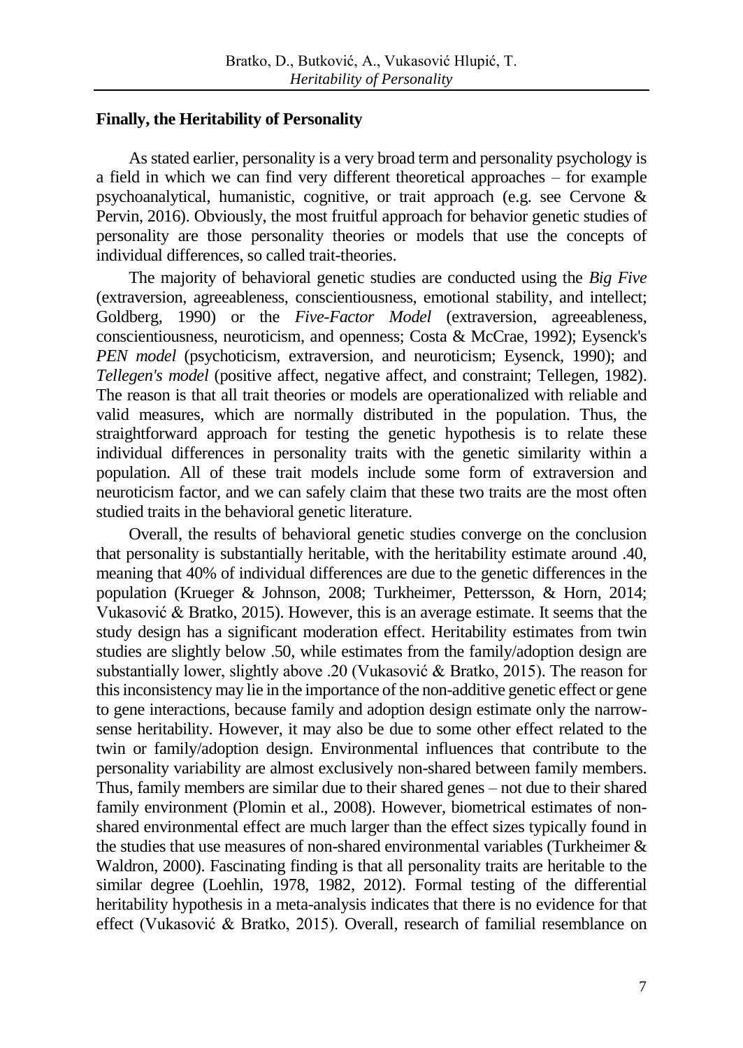## Finally, the Heritability of Personality

As stated earlier, personality is a very broad term and personality psychology is a field in which we can find very different theoretical approaches – for example psychoanalytical, humanistic, cognitive, or trait approach (e.g. see Cervone & Pervin, 2016). Obviously, the most fruitful approach for behavior genetic studies of personality are those personality theories or models that use the concepts of individual differences, so called trait-theories.

The majority of behavioral genetic studies are conducted using the *Big Five* (extraversion, agreeableness, conscientiousness, emotional stability, and intellect; Goldberg, 1990) or the *Five-Factor Model* (extraversion, agreeableness, conscientiousness, neuroticism, and openness; Costa & McCrae, 1992); Eysenck's *PEN model* (psychoticism, extraversion, and neuroticism; Eysenck, 1990); and *Tellegen's model* (positive affect, negative affect, and constraint; Tellegen, 1982). The reason is that all trait theories or models are operationalized with reliable and valid measures, which are normally distributed in the population. Thus, the straightforward approach for testing the genetic hypothesis is to relate these individual differences in personality traits with the genetic similarity within a population. All of these trait models include some form of extraversion and neuroticism factor, and we can safely claim that these two traits are the most often studied traits in the behavioral genetic literature.

Overall, the results of behavioral genetic studies converge on the conclusion that personality is substantially heritable, with the heritability estimate around .40, meaning that 40% of individual differences are due to the genetic differences in the population (Krueger & Johnson, 2008; Turkheimer, Pettersson, & Horn, 2014; Vukasović & Bratko, 2015). However, this is an average estimate. It seems that the study design has a significant moderation effect. Heritability estimates from twin studies are slightly below .50, while estimates from the family/adoption design are substantially lower, slightly above .20 (Vukasović & Bratko, 2015). The reason for this inconsistency may lie in the importance of the non-additive genetic effect or gene to gene interactions, because family and adoption design estimate only the narrow-sense heritability. However, it may also be due to some other effect related to the twin or family/adoption design. Environmental influences that contribute to the personality variability are almost exclusively non-shared between family members. Thus, family members are similar due to their shared genes – not due to their shared family environment (Plomin et al., 2008). However, biometrical estimates of non-shared environmental effect are much larger than the effect sizes typically found in the studies that use measures of non-shared environmental variables (Turkheimer & Waldron, 2000). Fascinating finding is that all personality traits are heritable to the similar degree (Loehlin, 1978, 1982, 2012). Formal testing of the differential heritability hypothesis in a meta-analysis indicates that there is no evidence for that effect (Vukasović & Bratko, 2015). Overall, research of familial resemblance on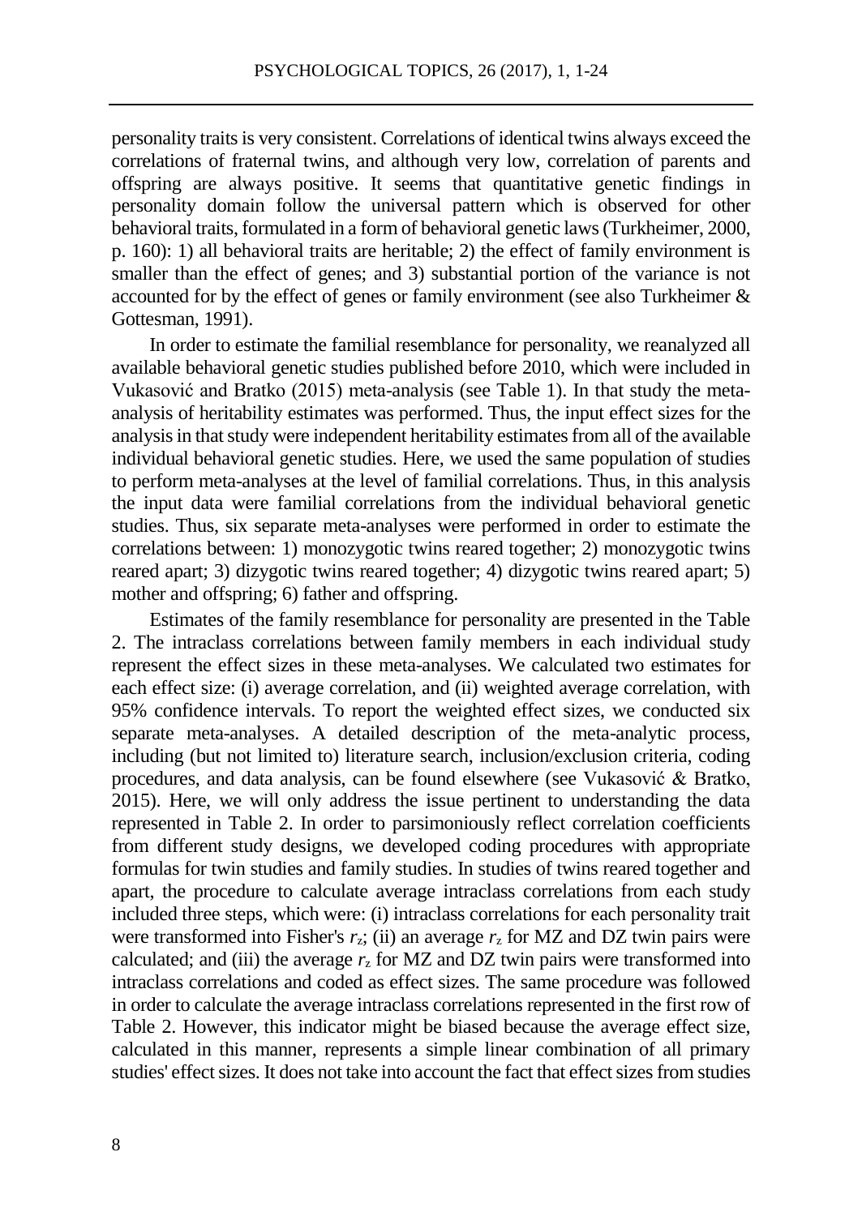personality traits is very consistent. Correlations of identical twins always exceed the correlations of fraternal twins, and although very low, correlation of parents and offspring are always positive. It seems that quantitative genetic findings in personality domain follow the universal pattern which is observed for other behavioral traits, formulated in a form of behavioral genetic laws (Turkheimer, 2000, p. 160): 1) all behavioral traits are heritable; 2) the effect of family environment is smaller than the effect of genes; and 3) substantial portion of the variance is not accounted for by the effect of genes or family environment (see also Turkheimer & Gottesman, 1991).

In order to estimate the familial resemblance for personality, we reanalyzed all available behavioral genetic studies published before 2010, which were included in Vukasović and Bratko (2015) meta-analysis (see Table 1). In that study the meta-analysis of heritability estimates was performed. Thus, the input effect sizes for the analysis in that study were independent heritability estimates from all of the available individual behavioral genetic studies. Here, we used the same population of studies to perform meta-analyses at the level of familial correlations. Thus, in this analysis the input data were familial correlations from the individual behavioral genetic studies. Thus, six separate meta-analyses were performed in order to estimate the correlations between: 1) monozygotic twins reared together; 2) monozygotic twins reared apart; 3) dizygotic twins reared together; 4) dizygotic twins reared apart; 5) mother and offspring; 6) father and offspring.

Estimates of the family resemblance for personality are presented in the Table 2. The intraclass correlations between family members in each individual study represent the effect sizes in these meta-analyses. We calculated two estimates for each effect size: (i) average correlation, and (ii) weighted average correlation, with 95% confidence intervals. To report the weighted effect sizes, we conducted six separate meta-analyses. A detailed description of the meta-analytic process, including (but not limited to) literature search, inclusion/exclusion criteria, coding procedures, and data analysis, can be found elsewhere (see Vukasović & Bratko, 2015). Here, we will only address the issue pertinent to understanding the data represented in Table 2. In order to parsimoniously reflect correlation coefficients from different study designs, we developed coding procedures with appropriate formulas for twin studies and family studies. In studies of twins reared together and apart, the procedure to calculate average intraclass correlations from each study included three steps, which were: (i) intraclass correlations for each personality trait were transformed into Fisher's $r_z$; (ii) an average $r_z$ for MZ and DZ twin pairs were calculated; and (iii) the average $r_z$ for MZ and DZ twin pairs were transformed into intraclass correlations and coded as effect sizes. The same procedure was followed in order to calculate the average intraclass correlations represented in the first row of Table 2. However, this indicator might be biased because the average effect size, calculated in this manner, represents a simple linear combination of all primary studies' effect sizes. It does not take into account the fact that effect sizes from studies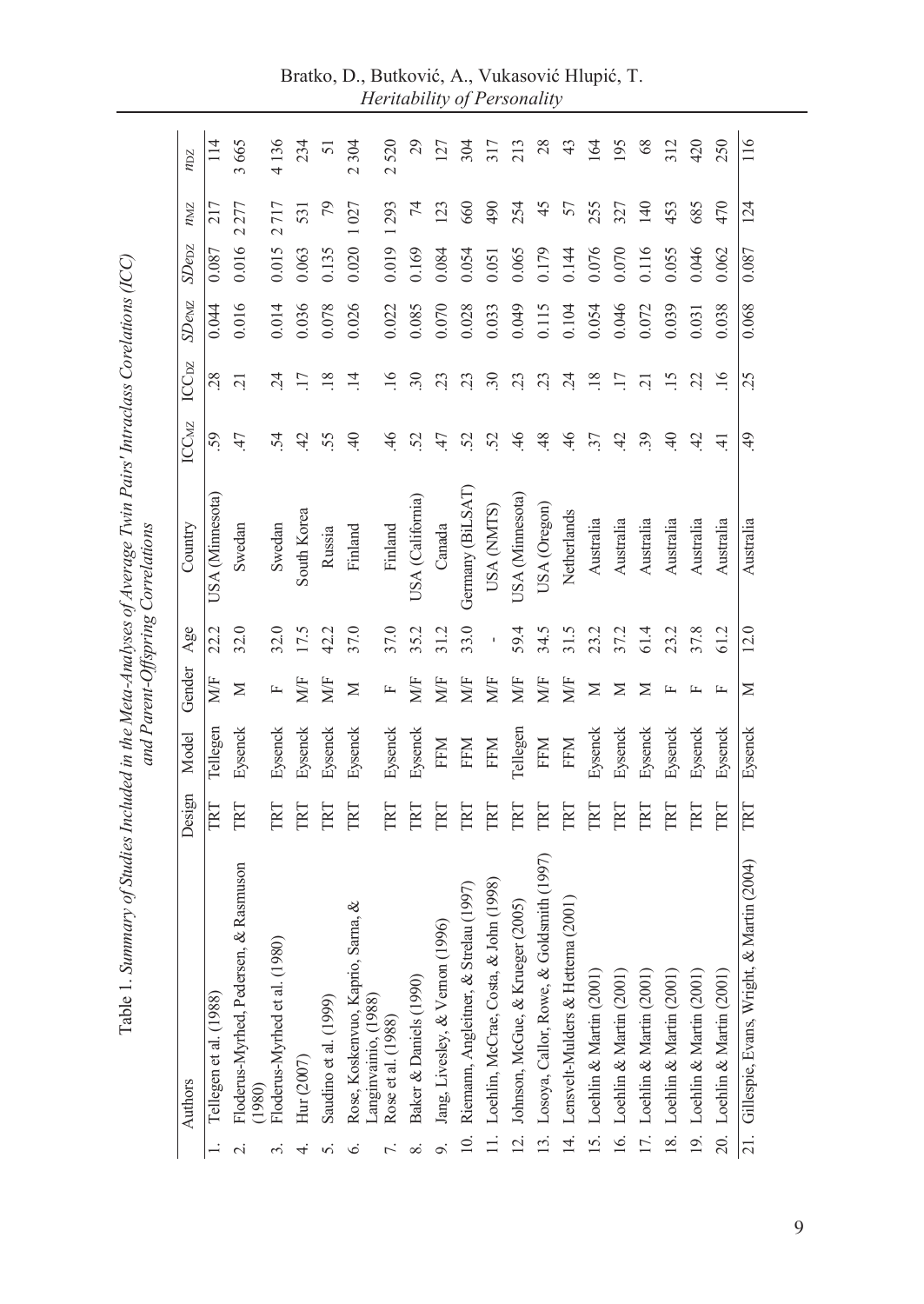Table 1. *Summary of Studies Included in the Meta-Analyses of Average Twin Pairs' Intraclass Corelations (ICC) and Parent-Offspring Correlations*

| | Authors | Design | Model | Gender | Age | Country | $ICC_{MZ}$ | $ICC_{DZ}$ | $SDe_{MZ}$ | $SDe_{DZ}$ | $n_{MZ}$ | $n_{DZ}$ |
|---|---|---|---|---|---|---|---|---|---|---|---|---|
| 1. | Tellegen et al. (1988) | TRT | Tellegen | M/F | 22.2 | USA (Minnesota) | .59 | .28 | 0.044 | 0.087 | 217 | 114 |
| 2. | Floderus-Myrhed, Pedersen, & Rasmuson (1980) | TRT | Eysenck | M | 32.0 | Swedan | .47 | .21 | 0.016 | 0.016 | 2 277 | 3 665 |
| 3. | Floderus-Myrhed et al. (1980) | TRT | Eysenck | F | 32.0 | Swedan | .54 | .24 | 0.014 | 0.015 | 2 717 | 4 136 |
| 4. | Hur (2007) | TRT | Eysenck | M/F | 17.5 | South Korea | .42 | .17 | 0.036 | 0.063 | 531 | 234 |
| 5. | Saudino et al. (1999) | TRT | Eysenck | M/F | 42.2 | Russia | .55 | .18 | 0.078 | 0.135 | 79 | 51 |
| 6. | Rose, Koskenvuo, Kaprio, Sarna, & Langinvainio, (1988) | TRT | Eysenck | M | 37.0 | Finland | .40 | .14 | 0.026 | 0.020 | 1 027 | 2 304 |
| 7. | Rose et al. (1988) | TRT | Eysenck | F | 37.0 | Finland | .46 | .16 | 0.022 | 0.019 | 1 293 | 2 520 |
| 8. | Baker & Daniels (1990) | TRT | Eysenck | M/F | 35.2 | USA (California) | .52 | .30 | 0.085 | 0.169 | 74 | 29 |
| 9. | Jang, Livesley, & Vernon (1996) | TRT | FFM | M/F | 31.2 | Canada | .47 | .23 | 0.070 | 0.084 | 123 | 127 |
| 10. | Riemann, Angleitner, & Strelau (1997) | TRT | FFM | M/F | 33.0 | Germany (BiLSAT) | .52 | .23 | 0.028 | 0.054 | 660 | 304 |
| 11. | Loehlin, McCrae, Costa, & John (1998) | TRT | FFM | M/F | - | USA (NMTS) | .52 | .30 | 0.033 | 0.051 | 490 | 317 |
| 12. | Johnson, McGue, & Krueger (2005) | TRT | Tellegen | M/F | 59.4 | USA (Minnesota) | .46 | .23 | 0.049 | 0.065 | 254 | 213 |
| 13. | Losoya, Callor, Rowe, & Goldsmith (1997) | TRT | FFM | M/F | 34.5 | USA (Oregon) | .48 | .23 | 0.115 | 0.179 | 45 | 28 |
| 14. | Lensvelt-Mulders & Hettema (2001) | TRT | FFM | M/F | 31.5 | Netherlands | .46 | .24 | 0.104 | 0.144 | 57 | 43 |
| 15. | Loehlin & Martin (2001) | TRT | Eysenck | M | 23.2 | Australia | .37 | .18 | 0.054 | 0.076 | 255 | 164 |
| 16. | Loehlin & Martin (2001) | TRT | Eysenck | M | 37.2 | Australia | .42 | .17 | 0.046 | 0.070 | 327 | 195 |
| 17. | Loehlin & Martin (2001) | TRT | Eysenck | M | 61.4 | Australia | .39 | .21 | 0.072 | 0.116 | 140 | 68 |
| 18. | Loehlin & Martin (2001) | TRT | Eysenck | F | 23.2 | Australia | .40 | .15 | 0.039 | 0.055 | 453 | 312 |
| 19. | Loehlin & Martin (2001) | TRT | Eysenck | F | 37.8 | Australia | .42 | .22 | 0.031 | 0.046 | 685 | 420 |
| 20. | Loehlin & Martin (2001) | TRT | Eysenck | F | 61.2 | Australia | .41 | .16 | 0.038 | 0.062 | 470 | 250 |
| 21. | Gillespie, Evans, Wright, & Martin (2004) | TRT | Eysenck | M | 12.0 | Australia | .49 | .25 | 0.068 | 0.087 | 124 | 116 |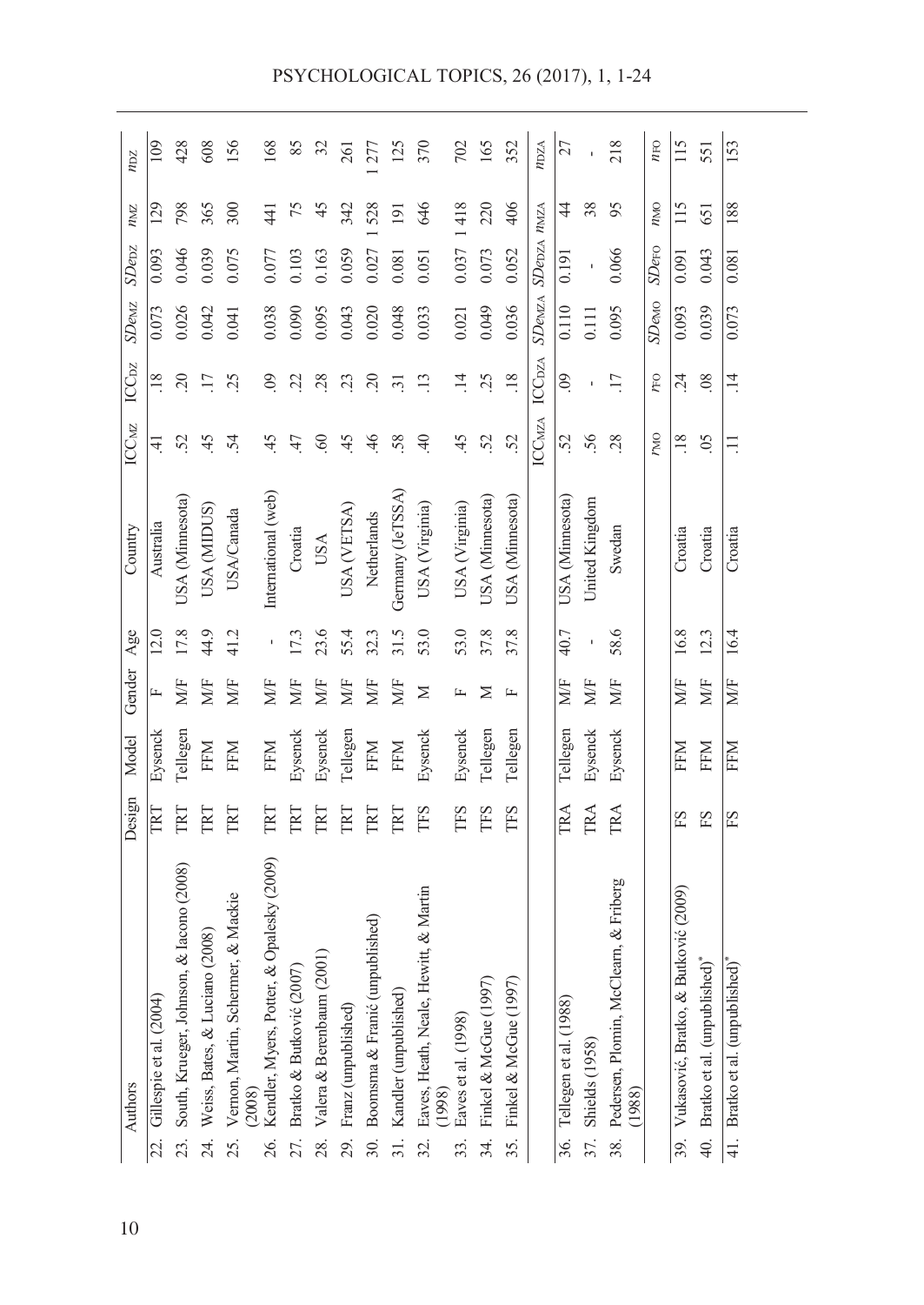| | Authors | Design | Model | Gender | Age | Country | $ICC_{MZ}$ | $ICC_{DZ}$ | $SDe_{MZ}$ | $SDe_{DZ}$ | $n_{MZ}$ | $n_{DZ}$ |
|---|---|---|---|---|---|---|---|---|---|---|---|---|
| 22. | Gillespie et al. (2004) | TRT | Eysenck | F | 12.0 | Australia | .41 | .18 | 0.073 | 0.093 | 129 | 109 |
| 23. | South, Krueger, Johnson, & Iacono (2008) | TRT | Tellegen | M/F | 17.8 | USA (Minnesota) | .52 | .20 | 0.026 | 0.046 | 798 | 428 |
| 24. | Weiss, Bates, & Luciano (2008) | TRT | FFM | M/F | 44.9 | USA (MIDUS) | .45 | .17 | 0.042 | 0.039 | 365 | 608 |
| 25. | Vernon, Martin, Schermer, & Mackie (2008) | TRT | FFM | M/F | 41.2 | USA/Canada | .54 | .25 | 0.041 | 0.075 | 300 | 156 |
| 26. | Kendler, Myers, Potter, & Opalesky (2009) | TRT | FFM | M/F | - | International (web) | .45 | .09 | 0.038 | 0.077 | 441 | 168 |
| 27. | Bratko & Butković (2007) | TRT | Eysenck | M/F | 17.3 | Croatia | .47 | .22 | 0.090 | 0.103 | 75 | 85 |
| 28. | Valera & Berenbaum (2001) | TRT | Eysenck | M/F | 23.6 | USA | .60 | .28 | 0.095 | 0.163 | 45 | 32 |
| 29. | Franz (unpublished) | TRT | Tellegen | M/F | 55.4 | USA (VETSA) | .45 | .23 | 0.043 | 0.059 | 342 | 261 |
| 30. | Boomsma & Franić (unpublished) | TRT | FFM | M/F | 32.3 | Netherlands | .46 | .20 | 0.020 | 0.027 | 1 528 | 1 277 |
| 31. | Kandler (unpublished) | TRT | FFM | M/F | 31.5 | Germany (JeTSSA) | .58 | .31 | 0.048 | 0.081 | 191 | 125 |
| 32. | Eaves, Heath, Neale, Hewitt, & Martin (1998) | TFS | Eysenck | M | 53.0 | USA (Virginia) | .40 | .13 | 0.033 | 0.051 | 646 | 370 |
| 33. | Eaves et al. (1998) | TFS | Eysenck | F | 53.0 | USA (Virginia) | .45 | .14 | 0.021 | 0.037 | 1 418 | 702 |
| 34. | Finkel & McGue (1997) | TFS | Tellegen | M | 37.8 | USA (Minnesota) | .52 | .25 | 0.049 | 0.073 | 220 | 165 |
| 35. | Finkel & McGue (1997) | TFS | Tellegen | F | 37.8 | USA (Minnesota) | .52 | .18 | 0.036 | 0.052 | 406 | 352 |
| | | | | | | | $ICC_{MZA}$ | $ICC_{DZA}$ | $SDe_{MZA}$ | $SDe_{DZA}$ | $n_{MZA}$ | $n_{DZA}$ |
| 36. | Tellegen et al. (1988) | TRA | Tellegen | M/F | 40.7 | USA (Minnesota) | .52 | .09 | 0.110 | 0.191 | 44 | 27 |
| 37. | Shields (1958) | TRA | Eysenck | M/F | - | United Kingdom | .56 | - | 0.111 | - | 38 | - |
| 38. | Pedersen, Plomin, McClearn, & Friberg (1988) | TRA | Eysenck | M/F | 58.6 | Swedan | .28 | .17 | 0.095 | 0.066 | 95 | 218 |
| | | | | | | | $r_{MO}$ | $r_{FO}$ | $SDe_{MO}$ | $SDe_{FO}$ | $n_{MO}$ | $n_{FO}$ |
| 39. | Vukasović, Bratko, & Butković (2009) | FS | FFM | M/F | 16.8 | Croatia | .18 | .24 | 0.093 | 0.091 | 115 | 115 |
| 40. | Bratko et al. (unpublished)* | FS | FFM | M/F | 12.3 | Croatia | .05 | .08 | 0.039 | 0.043 | 651 | 551 |
| 41. | Bratko et al. (unpublished)* | FS | FFM | M/F | 16.4 | Croatia | .11 | .14 | 0.073 | 0.081 | 188 | 153 |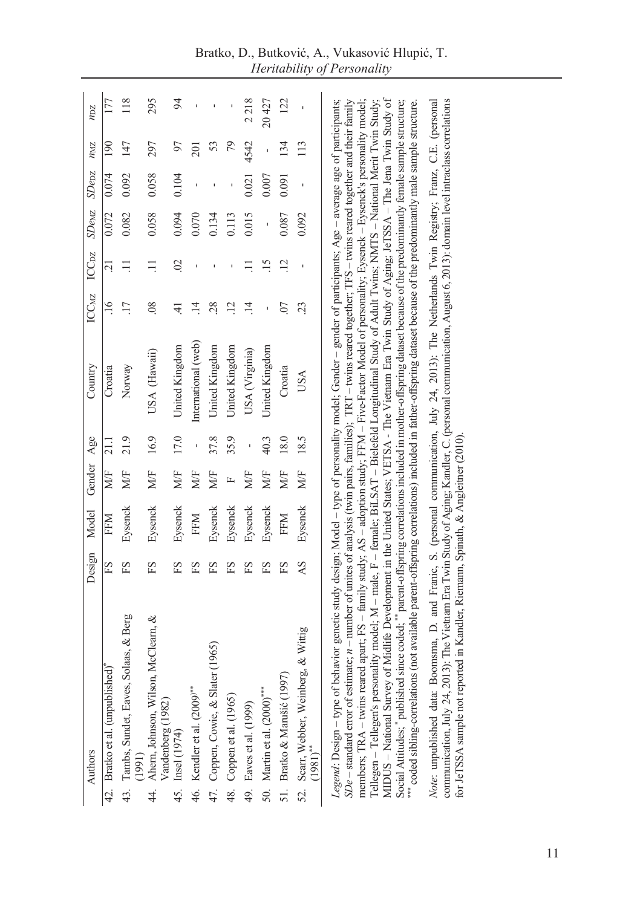| | Authors | Design | Model | Gender | Age | Country | ICC$_{MZ}$ | ICC$_{DZ}$ | $SDe_{MZ}$ | $SDe_{DZ}$ | $n_{MZ}$ | $n_{DZ}$ |
|---|---|---|---|---|---|---|---|---|---|---|---|---|
| 42. | Bratko et al. (unpublished)* | FS | FFM | M/F | 21.1 | Croatia | .16 | .21 | 0.072 | 0.074 | 190 | 177 |
| 43. | Tambs, Sundet, Eaves, Solaas, & Berg (1991) | FS | Eysenck | M/F | 21.9 | Norway | .17 | .11 | 0.082 | 0.092 | 147 | 118 |
| 44. | Ahern, Johnson, Wilson, McClearn, & Vandenberg (1982) | FS | Eysenck | M/F | 16.9 | USA (Hawaii) | .08 | .11 | 0.058 | 0.058 | 297 | 295 |
| 45. | Insel (1974) | FS | Eysenck | M/F | 17.0 | United Kingdom | .41 | .02 | 0.094 | 0.104 | 97 | 94 |
| 46. | Kendler et al. (2009)** | FS | FFM | M/F | - | International (web) | .14 | - | 0.070 | - | 201 | - |
| 47. | Coppen, Cowie, & Slater (1965) | FS | Eysenck | M/F | 37.8 | United Kingdom | .28 | - | 0.134 | - | 53 | - |
| 48. | Coppen et al. (1965) | FS | Eysenck | F | 35.9 | United Kingdom | .12 | - | 0.113 | - | 79 | - |
| 49. | Eaves et al. (1999) | FS | Eysenck | M/F | - | USA (Virginia) | .14 | .11 | 0.015 | 0.021 | 4542 | 2 218 |
| 50. | Martin et al. (2000)*** | FS | Eysenck | M/F | 40.3 | United Kingdom | - | .15 | - | 0.007 | - | 20 427 |
| 51. | Bratko & Marušić (1997) | FS | FFM | M/F | 18.0 | Croatia | .07 | .12 | 0.087 | 0.091 | 134 | 122 |
| 52. | Scarr, Webber, Weinberg, & Wittig (1981)** | AS | Eysenck | M/F | 18.5 | USA | .23 | - | 0.092 | - | 113 | - |

*Legend*: Design – type of behavior genetic study design; Model – type of personality model; Gender – gender of participants; Age – average age of participants; *SDe* – standard error of estimate; *n* – number of unites of analysis (twin pairs, families); TRT – twins reared together; TFS – twins reared together and their family members; TRA – twins reared apart; FS – family study; AS – adoption study; FFM – Five-Factor Model of personality; Eysenck – Eysenck's personality model; Tellegen – Tellegen's personality model; M – male, F – female; BiLSAT – Bielefeld Longitudinal Study of Adult Twins; NMTS – National Merit Twin Study; MIDUS – National Survey of Midlife Development in the United States; VETSA - The Vietnam Era Twin Study of Aging; JeTSSA – The Jena Twin Study of Social Attitudes; * published since coded; ** parent-offspring correlations included in mother-offspring dataset because of the predominantly female sample structure; *** coded sibling-correlations (not available parent-offspring correlations) included in father-offspring dataset because of the predominantly male sample structure.

*Note*: unpublished data: Boomsma, D. and Franic, S. (personal communication, July 24, 2013): The Netherlands Twin Registry; Franz, C.E. (personal communication, July 24, 2013): The Vietnam Era Twin Study of Aging; Kandler, C. (personal communication, August 6, 2013): domain level intraclass correlations for JeTSSA sample not reported in Kandler, Riemann, Spinath, & Angleitner (2010).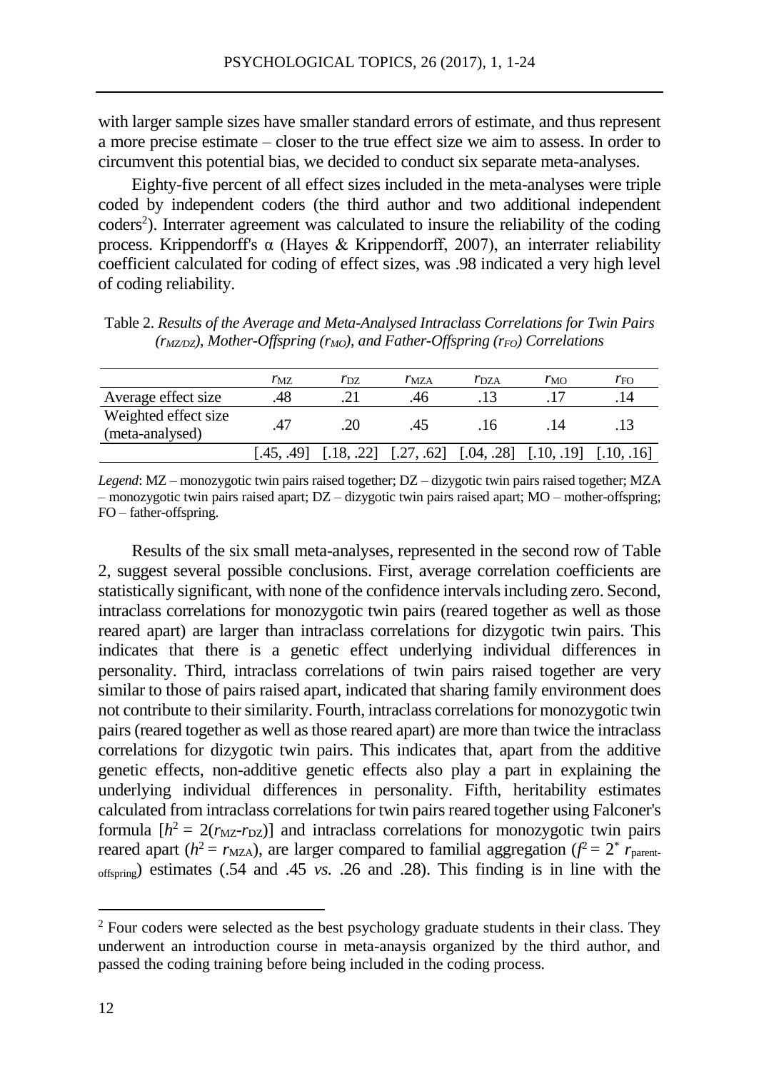with larger sample sizes have smaller standard errors of estimate, and thus represent a more precise estimate – closer to the true effect size we aim to assess. In order to circumvent this potential bias, we decided to conduct six separate meta-analyses.

Eighty-five percent of all effect sizes included in the meta-analyses were triple coded by independent coders (the third author and two additional independent coders[2]). Interrater agreement was calculated to insure the reliability of the coding process. Krippendorff's α (Hayes & Krippendorff, 2007), an interrater reliability coefficient calculated for coding of effect sizes, was .98 indicated a very high level of coding reliability.

Table 2. *Results of the Average and Meta-Analysed Intraclass Correlations for Twin Pairs ($r_{MZ/DZ}$), Mother-Offspring ($r_{MO}$), and Father-Offspring ($r_{FO}$) Correlations*

| | $r_{MZ}$ | $r_{DZ}$ | $r_{MZA}$ | $r_{DZA}$ | $r_{MO}$ | $r_{FO}$ |
|---|---|---|---|---|---|---|
| Average effect size | .48 | .21 | .46 | .13 | .17 | .14 |
| Weighted effect size (meta-analysed) | .47 | .20 | .45 | .16 | .14 | .13 |
| | [.45, .49] | [.18, .22] | [.27, .62] | [.04, .28] | [.10, .19] | [.10, .16] |

*Legend*: MZ – monozygotic twin pairs raised together; DZ – dizygotic twin pairs raised together; MZA – monozygotic twin pairs raised apart; DZ – dizygotic twin pairs raised apart; MO – mother-offspring; FO – father-offspring.

Results of the six small meta-analyses, represented in the second row of Table 2, suggest several possible conclusions. First, average correlation coefficients are statistically significant, with none of the confidence intervals including zero. Second, intraclass correlations for monozygotic twin pairs (reared together as well as those reared apart) are larger than intraclass correlations for dizygotic twin pairs. This indicates that there is a genetic effect underlying individual differences in personality. Third, intraclass correlations of twin pairs raised together are very similar to those of pairs raised apart, indicated that sharing family environment does not contribute to their similarity. Fourth, intraclass correlations for monozygotic twin pairs (reared together as well as those reared apart) are more than twice the intraclass correlations for dizygotic twin pairs. This indicates that, apart from the additive genetic effects, non-additive genetic effects also play a part in explaining the underlying individual differences in personality. Fifth, heritability estimates calculated from intraclass correlations for twin pairs reared together using Falconer's formula [$h^2 = 2(r_{MZ}-r_{DZ})$] and intraclass correlations for monozygotic twin pairs reared apart ($h^2 = r_{MZA}$), are larger compared to familial aggregation ($f^2 = 2^* r_{parent\text{-}offspring}$) estimates (.54 and .45 *vs.* .26 and .28). This finding is in line with the

[2] Four coders were selected as the best psychology graduate students in their class. They underwent an introduction course in meta-anaysis organized by the third author, and passed the coding training before being included in the coding process.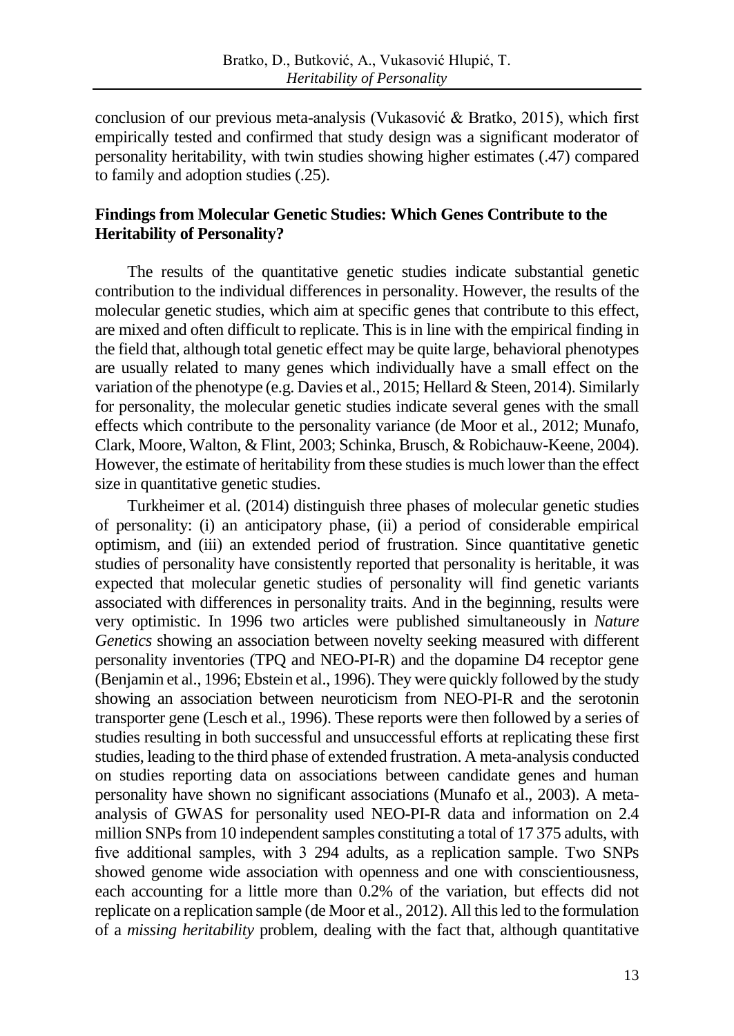conclusion of our previous meta-analysis (Vukasović & Bratko, 2015), which first empirically tested and confirmed that study design was a significant moderator of personality heritability, with twin studies showing higher estimates (.47) compared to family and adoption studies (.25).

## Findings from Molecular Genetic Studies: Which Genes Contribute to the Heritability of Personality?

The results of the quantitative genetic studies indicate substantial genetic contribution to the individual differences in personality. However, the results of the molecular genetic studies, which aim at specific genes that contribute to this effect, are mixed and often difficult to replicate. This is in line with the empirical finding in the field that, although total genetic effect may be quite large, behavioral phenotypes are usually related to many genes which individually have a small effect on the variation of the phenotype (e.g. Davies et al., 2015; Hellard & Steen, 2014). Similarly for personality, the molecular genetic studies indicate several genes with the small effects which contribute to the personality variance (de Moor et al., 2012; Munafo, Clark, Moore, Walton, & Flint, 2003; Schinka, Brusch, & Robichauw-Keene, 2004). However, the estimate of heritability from these studies is much lower than the effect size in quantitative genetic studies.

Turkheimer et al. (2014) distinguish three phases of molecular genetic studies of personality: (i) an anticipatory phase, (ii) a period of considerable empirical optimism, and (iii) an extended period of frustration. Since quantitative genetic studies of personality have consistently reported that personality is heritable, it was expected that molecular genetic studies of personality will find genetic variants associated with differences in personality traits. And in the beginning, results were very optimistic. In 1996 two articles were published simultaneously in *Nature Genetics* showing an association between novelty seeking measured with different personality inventories (TPQ and NEO-PI-R) and the dopamine D4 receptor gene (Benjamin et al., 1996; Ebstein et al., 1996). They were quickly followed by the study showing an association between neuroticism from NEO-PI-R and the serotonin transporter gene (Lesch et al., 1996). These reports were then followed by a series of studies resulting in both successful and unsuccessful efforts at replicating these first studies, leading to the third phase of extended frustration. A meta-analysis conducted on studies reporting data on associations between candidate genes and human personality have shown no significant associations (Munafo et al., 2003). A meta-analysis of GWAS for personality used NEO-PI-R data and information on 2.4 million SNPs from 10 independent samples constituting a total of 17 375 adults, with five additional samples, with 3 294 adults, as a replication sample. Two SNPs showed genome wide association with openness and one with conscientiousness, each accounting for a little more than 0.2% of the variation, but effects did not replicate on a replication sample (de Moor et al., 2012). All this led to the formulation of a *missing heritability* problem, dealing with the fact that, although quantitative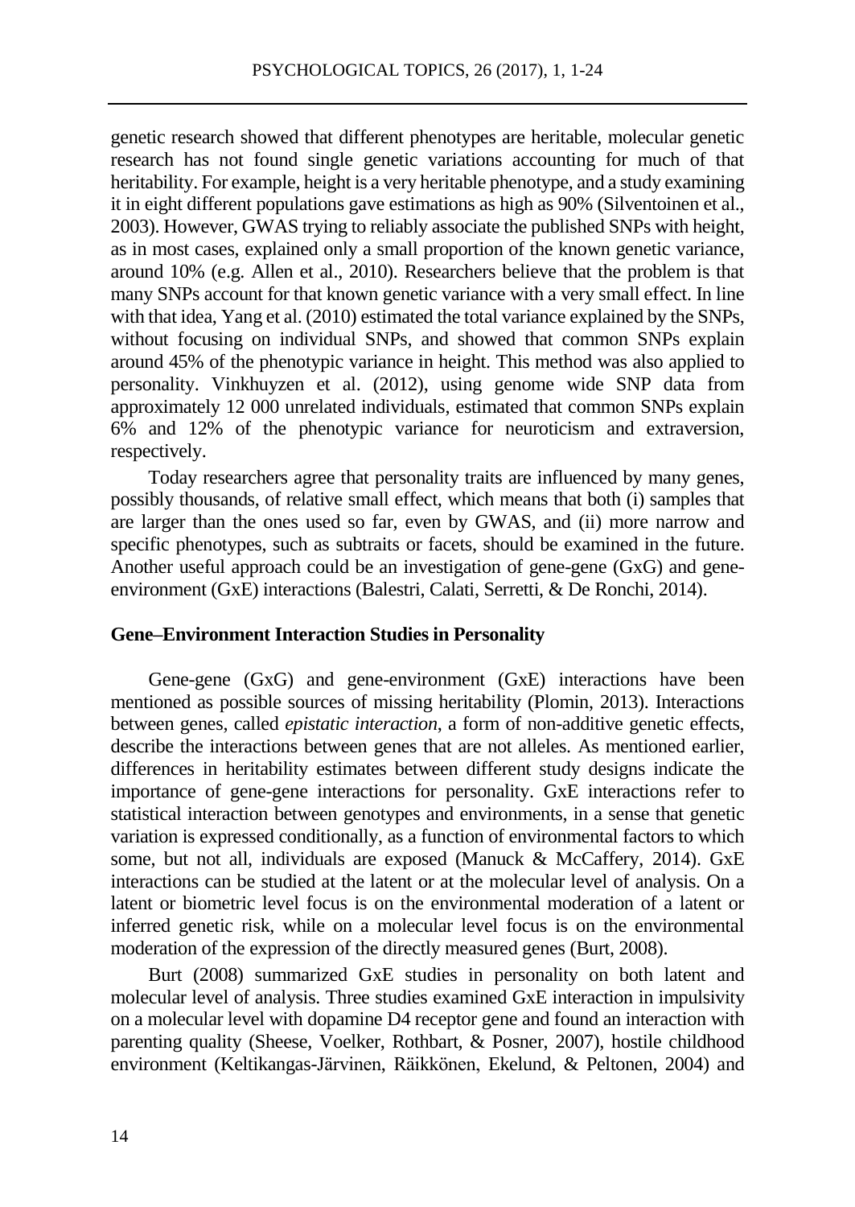genetic research showed that different phenotypes are heritable, molecular genetic research has not found single genetic variations accounting for much of that heritability. For example, height is a very heritable phenotype, and a study examining it in eight different populations gave estimations as high as 90% (Silventoinen et al., 2003). However, GWAS trying to reliably associate the published SNPs with height, as in most cases, explained only a small proportion of the known genetic variance, around 10% (e.g. Allen et al., 2010). Researchers believe that the problem is that many SNPs account for that known genetic variance with a very small effect. In line with that idea, Yang et al. (2010) estimated the total variance explained by the SNPs, without focusing on individual SNPs, and showed that common SNPs explain around 45% of the phenotypic variance in height. This method was also applied to personality. Vinkhuyzen et al. (2012), using genome wide SNP data from approximately 12 000 unrelated individuals, estimated that common SNPs explain 6% and 12% of the phenotypic variance for neuroticism and extraversion, respectively.

Today researchers agree that personality traits are influenced by many genes, possibly thousands, of relative small effect, which means that both (i) samples that are larger than the ones used so far, even by GWAS, and (ii) more narrow and specific phenotypes, such as subtraits or facets, should be examined in the future. Another useful approach could be an investigation of gene-gene (GxG) and gene-environment (GxE) interactions (Balestri, Calati, Serretti, & De Ronchi, 2014).

### Gene–Environment Interaction Studies in Personality

Gene-gene (GxG) and gene-environment (GxE) interactions have been mentioned as possible sources of missing heritability (Plomin, 2013). Interactions between genes, called *epistatic interaction*, a form of non-additive genetic effects, describe the interactions between genes that are not alleles. As mentioned earlier, differences in heritability estimates between different study designs indicate the importance of gene-gene interactions for personality. GxE interactions refer to statistical interaction between genotypes and environments, in a sense that genetic variation is expressed conditionally, as a function of environmental factors to which some, but not all, individuals are exposed (Manuck & McCaffery, 2014). GxE interactions can be studied at the latent or at the molecular level of analysis. On a latent or biometric level focus is on the environmental moderation of a latent or inferred genetic risk, while on a molecular level focus is on the environmental moderation of the expression of the directly measured genes (Burt, 2008).

Burt (2008) summarized GxE studies in personality on both latent and molecular level of analysis. Three studies examined GxE interaction in impulsivity on a molecular level with dopamine D4 receptor gene and found an interaction with parenting quality (Sheese, Voelker, Rothbart, & Posner, 2007), hostile childhood environment (Keltikangas-Järvinen, Räikkönen, Ekelund, & Peltonen, 2004) and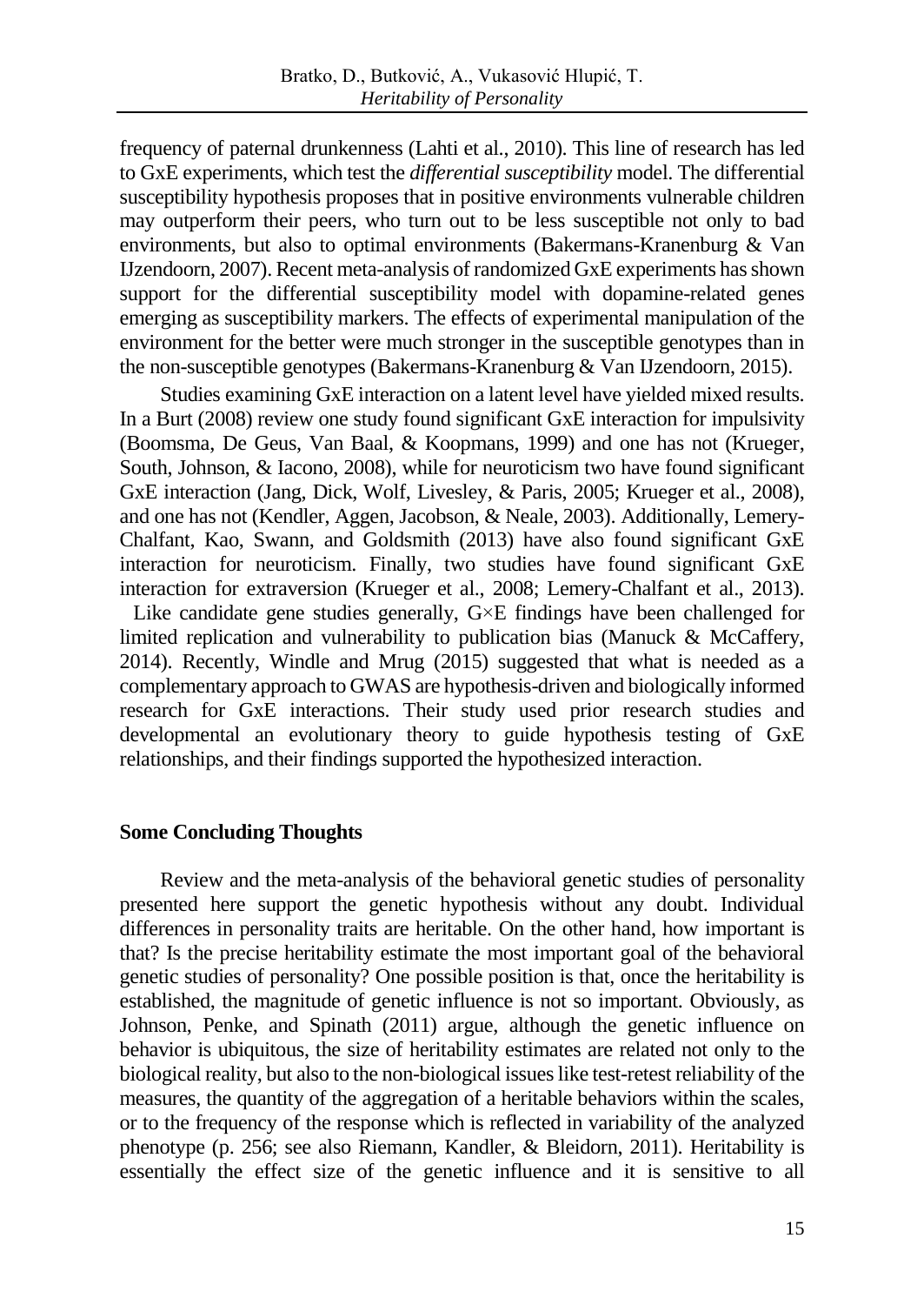frequency of paternal drunkenness (Lahti et al., 2010). This line of research has led to GxE experiments, which test the *differential susceptibility* model. The differential susceptibility hypothesis proposes that in positive environments vulnerable children may outperform their peers, who turn out to be less susceptible not only to bad environments, but also to optimal environments (Bakermans-Kranenburg & Van IJzendoorn, 2007). Recent meta-analysis of randomized GxE experiments has shown support for the differential susceptibility model with dopamine-related genes emerging as susceptibility markers. The effects of experimental manipulation of the environment for the better were much stronger in the susceptible genotypes than in the non-susceptible genotypes (Bakermans-Kranenburg & Van IJzendoorn, 2015).

Studies examining GxE interaction on a latent level have yielded mixed results. In a Burt (2008) review one study found significant GxE interaction for impulsivity (Boomsma, De Geus, Van Baal, & Koopmans, 1999) and one has not (Krueger, South, Johnson, & Iacono, 2008), while for neuroticism two have found significant GxE interaction (Jang, Dick, Wolf, Livesley, & Paris, 2005; Krueger et al., 2008), and one has not (Kendler, Aggen, Jacobson, & Neale, 2003). Additionally, Lemery-Chalfant, Kao, Swann, and Goldsmith (2013) have also found significant GxE interaction for neuroticism. Finally, two studies have found significant GxE interaction for extraversion (Krueger et al., 2008; Lemery-Chalfant et al., 2013). Like candidate gene studies generally, G×E findings have been challenged for limited replication and vulnerability to publication bias (Manuck & McCaffery, 2014). Recently, Windle and Mrug (2015) suggested that what is needed as a complementary approach to GWAS are hypothesis-driven and biologically informed research for GxE interactions. Their study used prior research studies and developmental an evolutionary theory to guide hypothesis testing of GxE relationships, and their findings supported the hypothesized interaction.

## Some Concluding Thoughts

Review and the meta-analysis of the behavioral genetic studies of personality presented here support the genetic hypothesis without any doubt. Individual differences in personality traits are heritable. On the other hand, how important is that? Is the precise heritability estimate the most important goal of the behavioral genetic studies of personality? One possible position is that, once the heritability is established, the magnitude of genetic influence is not so important. Obviously, as Johnson, Penke, and Spinath (2011) argue, although the genetic influence on behavior is ubiquitous, the size of heritability estimates are related not only to the biological reality, but also to the non-biological issues like test-retest reliability of the measures, the quantity of the aggregation of a heritable behaviors within the scales, or to the frequency of the response which is reflected in variability of the analyzed phenotype (p. 256; see also Riemann, Kandler, & Bleidorn, 2011). Heritability is essentially the effect size of the genetic influence and it is sensitive to all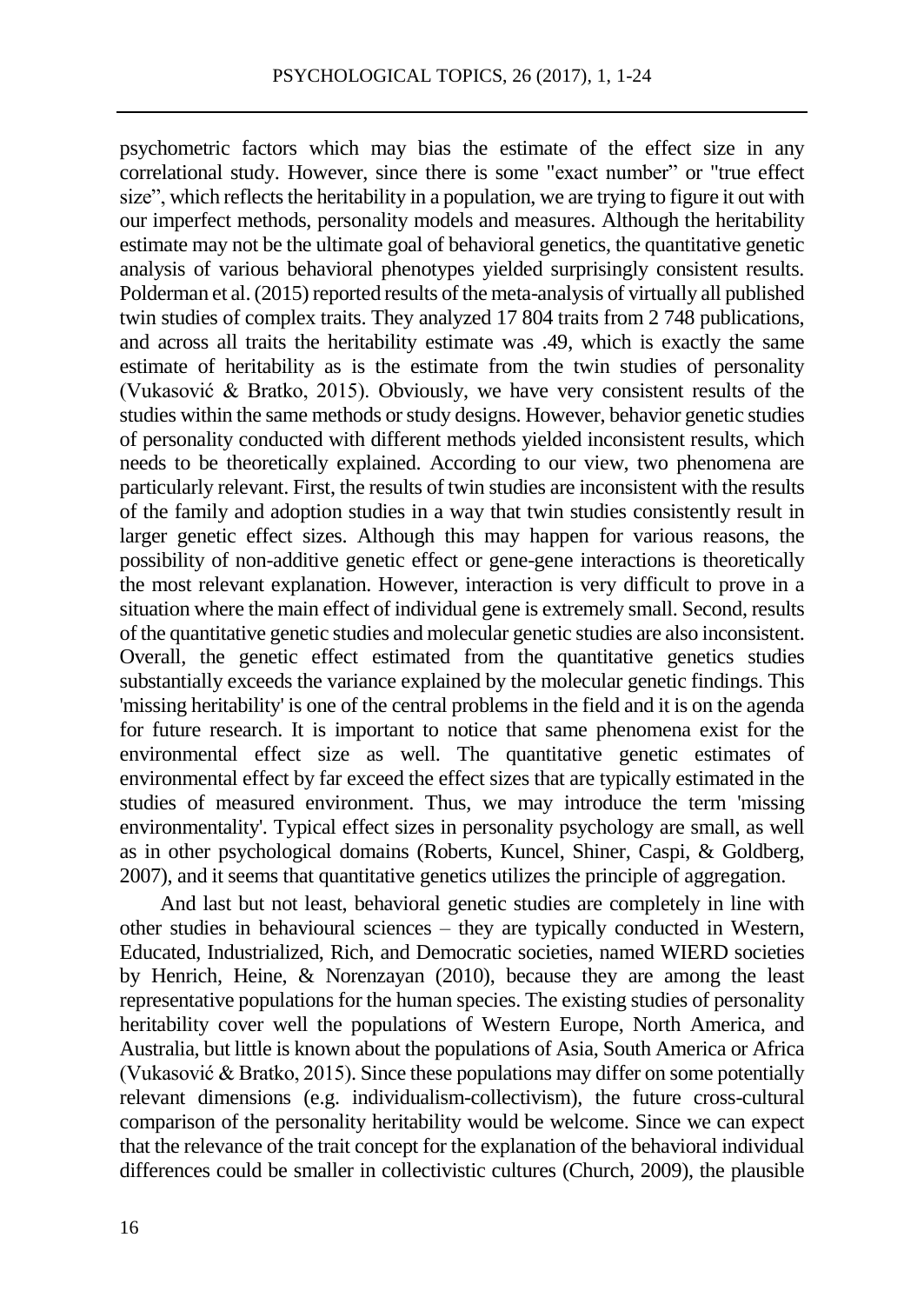psychometric factors which may bias the estimate of the effect size in any correlational study. However, since there is some "exact number" or "true effect size", which reflects the heritability in a population, we are trying to figure it out with our imperfect methods, personality models and measures. Although the heritability estimate may not be the ultimate goal of behavioral genetics, the quantitative genetic analysis of various behavioral phenotypes yielded surprisingly consistent results. Polderman et al. (2015) reported results of the meta-analysis of virtually all published twin studies of complex traits. They analyzed 17 804 traits from 2 748 publications, and across all traits the heritability estimate was .49, which is exactly the same estimate of heritability as is the estimate from the twin studies of personality (Vukasović & Bratko, 2015). Obviously, we have very consistent results of the studies within the same methods or study designs. However, behavior genetic studies of personality conducted with different methods yielded inconsistent results, which needs to be theoretically explained. According to our view, two phenomena are particularly relevant. First, the results of twin studies are inconsistent with the results of the family and adoption studies in a way that twin studies consistently result in larger genetic effect sizes. Although this may happen for various reasons, the possibility of non-additive genetic effect or gene-gene interactions is theoretically the most relevant explanation. However, interaction is very difficult to prove in a situation where the main effect of individual gene is extremely small. Second, results of the quantitative genetic studies and molecular genetic studies are also inconsistent. Overall, the genetic effect estimated from the quantitative genetics studies substantially exceeds the variance explained by the molecular genetic findings. This 'missing heritability' is one of the central problems in the field and it is on the agenda for future research. It is important to notice that same phenomena exist for the environmental effect size as well. The quantitative genetic estimates of environmental effect by far exceed the effect sizes that are typically estimated in the studies of measured environment. Thus, we may introduce the term 'missing environmentality'. Typical effect sizes in personality psychology are small, as well as in other psychological domains (Roberts, Kuncel, Shiner, Caspi, & Goldberg, 2007), and it seems that quantitative genetics utilizes the principle of aggregation.

And last but not least, behavioral genetic studies are completely in line with other studies in behavioural sciences – they are typically conducted in Western, Educated, Industrialized, Rich, and Democratic societies, named WIERD societies by Henrich, Heine, & Norenzayan (2010), because they are among the least representative populations for the human species. The existing studies of personality heritability cover well the populations of Western Europe, North America, and Australia, but little is known about the populations of Asia, South America or Africa (Vukasović & Bratko, 2015). Since these populations may differ on some potentially relevant dimensions (e.g. individualism-collectivism), the future cross-cultural comparison of the personality heritability would be welcome. Since we can expect that the relevance of the trait concept for the explanation of the behavioral individual differences could be smaller in collectivistic cultures (Church, 2009), the plausible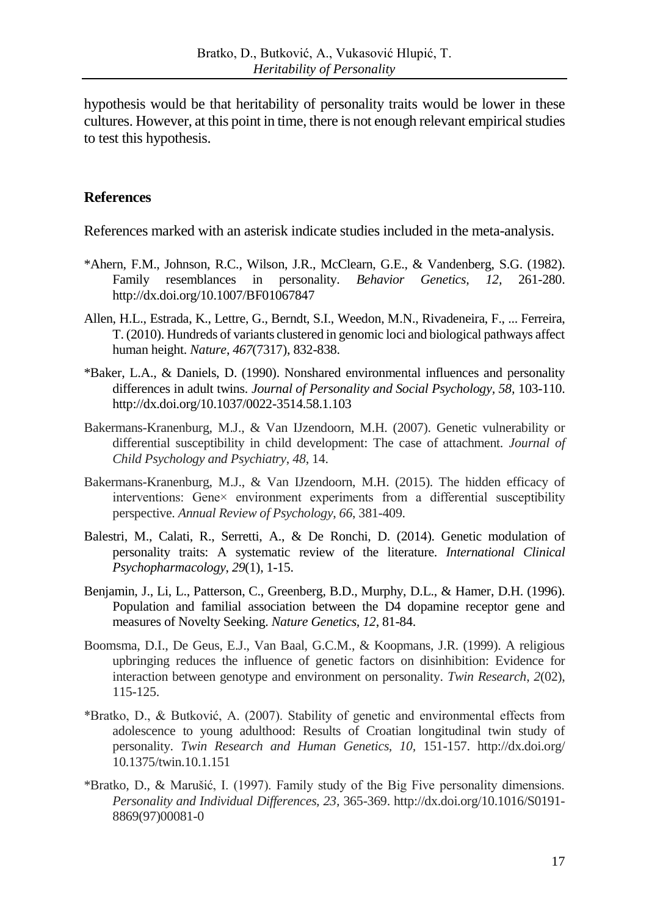hypothesis would be that heritability of personality traits would be lower in these cultures. However, at this point in time, there is not enough relevant empirical studies to test this hypothesis.

## References

References marked with an asterisk indicate studies included in the meta-analysis.

*Ahern, F.M., Johnson, R.C., Wilson, J.R., McClearn, G.E., & Vandenberg, S.G. (1982). Family resemblances in personality. *Behavior Genetics, 12,* 261-280. http://dx.doi.org/10.1007/BF01067847

Allen, H.L., Estrada, K., Lettre, G., Berndt, S.I., Weedon, M.N., Rivadeneira, F., ... Ferreira, T. (2010). Hundreds of variants clustered in genomic loci and biological pathways affect human height. *Nature*, *467*(7317), 832-838.

*Baker, L.A., & Daniels, D. (1990). Nonshared environmental influences and personality differences in adult twins. *Journal of Personality and Social Psychology, 58,* 103-110. http://dx.doi.org/10.1037/0022-3514.58.1.103

Bakermans-Kranenburg, M.J., & Van IJzendoorn, M.H. (2007). Genetic vulnerability or differential susceptibility in child development: The case of attachment. *Journal of Child Psychology and Psychiatry*, *48*, 14.

Bakermans-Kranenburg, M.J., & Van IJzendoorn, M.H. (2015). The hidden efficacy of interventions: Gene× environment experiments from a differential susceptibility perspective. *Annual Review of Psychology*, *66*, 381-409.

Balestri, M., Calati, R., Serretti, A., & De Ronchi, D. (2014). Genetic modulation of personality traits: A systematic review of the literature. *International Clinical Psychopharmacology*, *29*(1), 1-15.

Benjamin, J., Li, L., Patterson, C., Greenberg, B.D., Murphy, D.L., & Hamer, D.H. (1996). Population and familial association between the D4 dopamine receptor gene and measures of Novelty Seeking. *Nature Genetics*, *12*, 81-84.

Boomsma, D.I., De Geus, E.J., Van Baal, G.C.M., & Koopmans, J.R. (1999). A religious upbringing reduces the influence of genetic factors on disinhibition: Evidence for interaction between genotype and environment on personality. *Twin Research*, *2*(02), 115-125.

*Bratko, D., & Butković, A. (2007). Stability of genetic and environmental effects from adolescence to young adulthood: Results of Croatian longitudinal twin study of personality. *Twin Research and Human Genetics, 10,* 151-157. http://dx.doi.org/10.1375/twin.10.1.151

*Bratko, D., & Marušić, I. (1997). Family study of the Big Five personality dimensions. *Personality and Individual Differences, 23,* 365-369. http://dx.doi.org/10.1016/S0191-8869(97)00081-0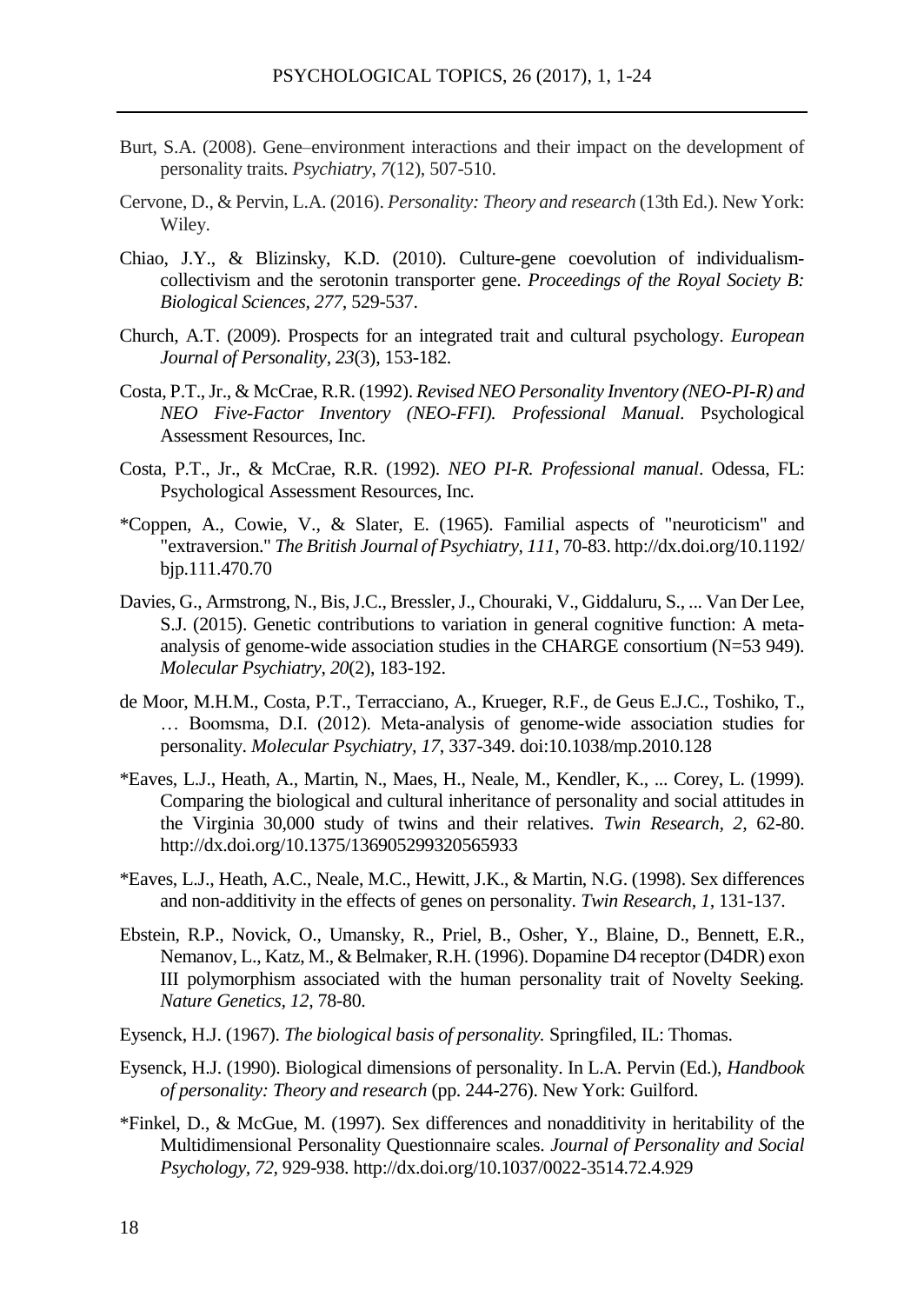Burt, S.A. (2008). Gene–environment interactions and their impact on the development of personality traits. *Psychiatry*, *7*(12), 507-510.

Cervone, D., & Pervin, L.A. (2016). *Personality: Theory and research* (13th Ed.). New York: Wiley.

Chiao, J.Y., & Blizinsky, K.D. (2010). Culture-gene coevolution of individualism-collectivism and the serotonin transporter gene. *Proceedings of the Royal Society B: Biological Sciences, 277*, 529-537.

Church, A.T. (2009). Prospects for an integrated trait and cultural psychology. *European Journal of Personality*, *23*(3), 153-182.

Costa, P.T., Jr., & McCrae, R.R. (1992). *Revised NEO Personality Inventory (NEO-PI-R) and NEO Five-Factor Inventory (NEO-FFI). Professional Manual*. Psychological Assessment Resources, Inc.

Costa, P.T., Jr., & McCrae, R.R. (1992). *NEO PI-R. Professional manual*. Odessa, FL: Psychological Assessment Resources, Inc.

*Coppen, A., Cowie, V., & Slater, E. (1965). Familial aspects of "neuroticism" and "extraversion." *The British Journal of Psychiatry, 111*, 70-83. http://dx.doi.org/10.1192/bjp.111.470.70

Davies, G., Armstrong, N., Bis, J.C., Bressler, J., Chouraki, V., Giddaluru, S., ... Van Der Lee, S.J. (2015). Genetic contributions to variation in general cognitive function: A meta-analysis of genome-wide association studies in the CHARGE consortium (N=53 949). *Molecular Psychiatry*, *20*(2), 183-192.

de Moor, M.H.M., Costa, P.T., Terracciano, A., Krueger, R.F., de Geus E.J.C., Toshiko, T., … Boomsma, D.I. (2012). Meta-analysis of genome-wide association studies for personality. *Molecular Psychiatry, 17*, 337-349. doi:10.1038/mp.2010.128

*Eaves, L.J., Heath, A., Martin, N., Maes, H., Neale, M., Kendler, K., ... Corey, L. (1999). Comparing the biological and cultural inheritance of personality and social attitudes in the Virginia 30,000 study of twins and their relatives. *Twin Research, 2*, 62-80. http://dx.doi.org/10.1375/136905299320565933

*Eaves, L.J., Heath, A.C., Neale, M.C., Hewitt, J.K., & Martin, N.G. (1998). Sex differences and non-additivity in the effects of genes on personality. *Twin Research, 1*, 131-137.

Ebstein, R.P., Novick, O., Umansky, R., Priel, B., Osher, Y., Blaine, D., Bennett, E.R., Nemanov, L., Katz, M., & Belmaker, R.H. (1996). Dopamine D4 receptor (D4DR) exon III polymorphism associated with the human personality trait of Novelty Seeking. *Nature Genetics*, *12*, 78-80.

Eysenck, H.J. (1967). *The biological basis of personality.* Springfiled, IL: Thomas.

Eysenck, H.J. (1990). Biological dimensions of personality. In L.A. Pervin (Ed.), *Handbook of personality: Theory and research* (pp. 244-276). New York: Guilford.

*Finkel, D., & McGue, M. (1997). Sex differences and nonadditivity in heritability of the Multidimensional Personality Questionnaire scales. *Journal of Personality and Social Psychology, 72*, 929-938. http://dx.doi.org/10.1037/0022-3514.72.4.929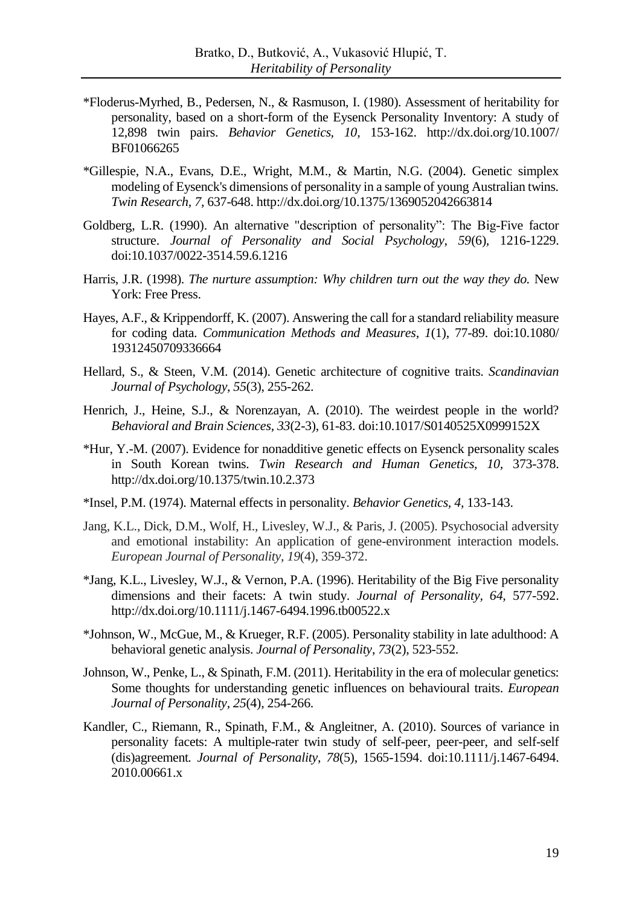*Floderus-Myrhed, B., Pedersen, N., & Rasmuson, I. (1980). Assessment of heritability for personality, based on a short-form of the Eysenck Personality Inventory: A study of 12,898 twin pairs. *Behavior Genetics, 10*, 153-162. http://dx.doi.org/10.1007/BF01066265

*Gillespie, N.A., Evans, D.E., Wright, M.M., & Martin, N.G. (2004). Genetic simplex modeling of Eysenck's dimensions of personality in a sample of young Australian twins. *Twin Research, 7,* 637-648. http://dx.doi.org/10.1375/1369052042663814

Goldberg, L.R. (1990). An alternative "description of personality": The Big-Five factor structure. *Journal of Personality and Social Psychology, 59*(6), 1216-1229. doi:10.1037/0022-3514.59.6.1216

Harris, J.R. (1998). *The nurture assumption: Why children turn out the way they do.* New York: Free Press.

Hayes, A.F., & Krippendorff, K. (2007). Answering the call for a standard reliability measure for coding data. *Communication Methods and Measures*, *1*(1), 77-89. doi:10.1080/19312450709336664

Hellard, S., & Steen, V.M. (2014). Genetic architecture of cognitive traits. *Scandinavian Journal of Psychology*, *55*(3), 255-262.

Henrich, J., Heine, S.J., & Norenzayan, A. (2010). The weirdest people in the world? *Behavioral and Brain Sciences*, *33*(2-3), 61-83. doi:10.1017/S0140525X0999152X

*Hur, Y.-M. (2007). Evidence for nonadditive genetic effects on Eysenck personality scales in South Korean twins. *Twin Research and Human Genetics, 10,* 373-378. http://dx.doi.org/10.1375/twin.10.2.373

*Insel, P.M. (1974). Maternal effects in personality. *Behavior Genetics, 4,* 133-143.

Jang, K.L., Dick, D.M., Wolf, H., Livesley, W.J., & Paris, J. (2005). Psychosocial adversity and emotional instability: An application of gene-environment interaction models. *European Journal of Personality*, *19*(4), 359-372.

*Jang, K.L., Livesley, W.J., & Vernon, P.A. (1996). Heritability of the Big Five personality dimensions and their facets: A twin study. *Journal of Personality, 64,* 577-592. http://dx.doi.org/10.1111/j.1467-6494.1996.tb00522.x

*Johnson, W., McGue, M., & Krueger, R.F. (2005). Personality stability in late adulthood: A behavioral genetic analysis. *Journal of Personality*, *73*(2), 523-552.

Johnson, W., Penke, L., & Spinath, F.M. (2011). Heritability in the era of molecular genetics: Some thoughts for understanding genetic influences on behavioural traits. *European Journal of Personality*, *25*(4), 254-266.

Kandler, C., Riemann, R., Spinath, F.M., & Angleitner, A. (2010). Sources of variance in personality facets: A multiple-rater twin study of self-peer, peer-peer, and self-self (dis)agreement*. Journal of Personality*, *78*(5), 1565-1594. doi:10.1111/j.1467-6494.2010.00661.x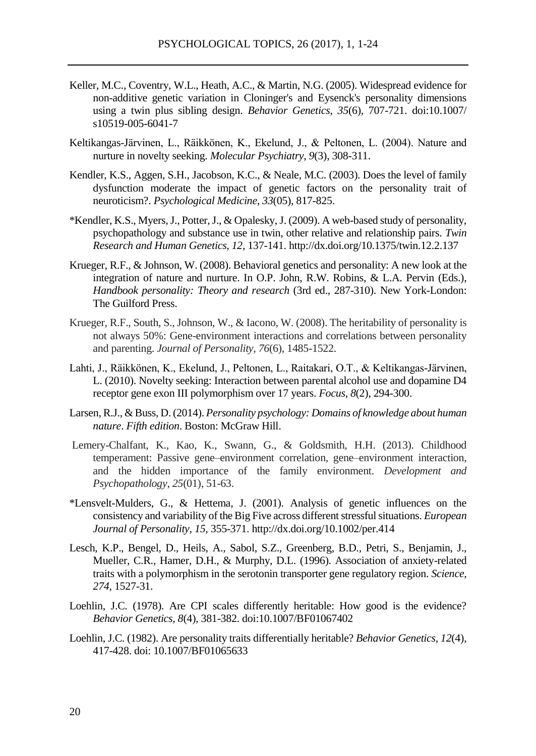Keller, M.C., Coventry, W.L., Heath, A.C., & Martin, N.G. (2005). Widespread evidence for non-additive genetic variation in Cloninger's and Eysenck's personality dimensions using a twin plus sibling design. *Behavior Genetics*, *35*(6), 707-721. doi:10.1007/s10519-005-6041-7

Keltikangas-Järvinen, L., Räikkönen, K., Ekelund, J., & Peltonen, L. (2004). Nature and nurture in novelty seeking. *Molecular Psychiatry*, *9*(3), 308-311.

Kendler, K.S., Aggen, S.H., Jacobson, K.C., & Neale, M.C. (2003). Does the level of family dysfunction moderate the impact of genetic factors on the personality trait of neuroticism?. *Psychological Medicine*, *33*(05), 817-825.

*Kendler, K.S., Myers, J., Potter, J., & Opalesky, J. (2009). A web-based study of personality, psychopathology and substance use in twin, other relative and relationship pairs. *Twin Research and Human Genetics, 12,* 137-141. http://dx.doi.org/10.1375/twin.12.2.137

Krueger, R.F., & Johnson, W. (2008). Behavioral genetics and personality: A new look at the integration of nature and nurture. In O.P. John, R.W. Robins, & L.A. Pervin (Eds.), *Handbook personality: Theory and research* (3rd ed., 287-310). New York-London: The Guilford Press.

Krueger, R.F., South, S., Johnson, W., & Iacono, W. (2008). The heritability of personality is not always 50%: Gene-environment interactions and correlations between personality and parenting. *Journal of Personality*, *76*(6), 1485-1522.

Lahti, J., Räikkönen, K., Ekelund, J., Peltonen, L., Raitakari, O.T., & Keltikangas-Järvinen, L. (2010). Novelty seeking: Interaction between parental alcohol use and dopamine D4 receptor gene exon III polymorphism over 17 years. *Focus*, *8*(2), 294-300.

Larsen, R.J., & Buss, D. (2014). *Personality psychology: Domains of knowledge about human nature*. *Fifth edition*. Boston: McGraw Hill.

Lemery-Chalfant, K., Kao, K., Swann, G., & Goldsmith, H.H. (2013). Childhood temperament: Passive gene–environment correlation, gene–environment interaction, and the hidden importance of the family environment. *Development and Psychopathology*, *25*(01), 51-63.

*Lensvelt-Mulders, G., & Hettema, J. (2001). Analysis of genetic influences on the consistency and variability of the Big Five across different stressful situations. *European Journal of Personality, 15,* 355-371. http://dx.doi.org/10.1002/per.414

Lesch, K.P., Bengel, D., Heils, A., Sabol, S.Z., Greenberg, B.D., Petri, S., Benjamin, J., Mueller, C.R., Hamer, D.H., & Murphy, D.L. (1996). Association of anxiety-related traits with a polymorphism in the serotonin transporter gene regulatory region. *Science, 274*, 1527-31.

Loehlin, J.C. (1978). Are CPI scales differently heritable: How good is the evidence? *Behavior Genetics, 8*(4), 381-382. doi:10.1007/BF01067402

Loehlin, J.C. (1982). Are personality traits differentially heritable? *Behavior Genetics*, *12*(4), 417-428. doi: 10.1007/BF01065633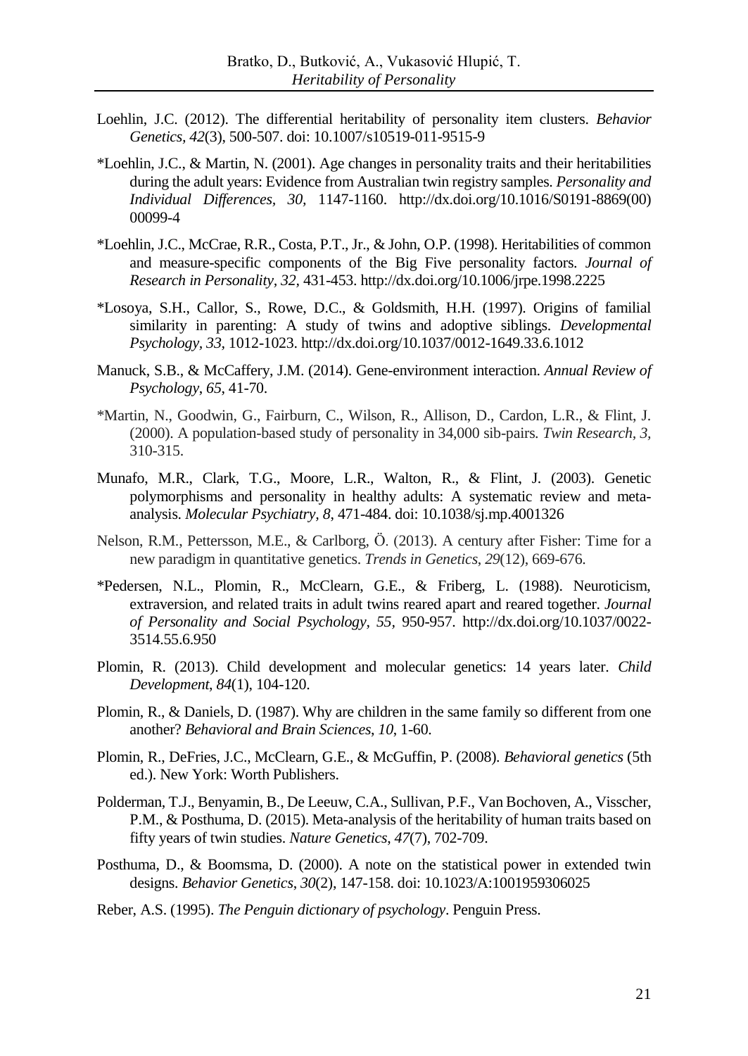Loehlin, J.C. (2012). The differential heritability of personality item clusters. *Behavior Genetics, 42*(3), 500-507. doi: 10.1007/s10519-011-9515-9

*Loehlin, J.C., & Martin, N. (2001). Age changes in personality traits and their heritabilities during the adult years: Evidence from Australian twin registry samples. *Personality and Individual Differences, 30,* 1147-1160. http://dx.doi.org/10.1016/S0191-8869(00)00099-4

*Loehlin, J.C., McCrae, R.R., Costa, P.T., Jr., & John, O.P. (1998). Heritabilities of common and measure-specific components of the Big Five personality factors. *Journal of Research in Personality, 32,* 431-453. http://dx.doi.org/10.1006/jrpe.1998.2225

*Losoya, S.H., Callor, S., Rowe, D.C., & Goldsmith, H.H. (1997). Origins of familial similarity in parenting: A study of twins and adoptive siblings. *Developmental Psychology, 33,* 1012-1023. http://dx.doi.org/10.1037/0012-1649.33.6.1012

Manuck, S.B., & McCaffery, J.M. (2014). Gene-environment interaction. *Annual Review of Psychology*, *65*, 41-70.

*Martin, N., Goodwin, G., Fairburn, C., Wilson, R., Allison, D., Cardon, L.R., & Flint, J. (2000). A population-based study of personality in 34,000 sib-pairs. *Twin Research*, *3,* 310-315.

Munafo, M.R., Clark, T.G., Moore, L.R., Walton, R., & Flint, J. (2003). Genetic polymorphisms and personality in healthy adults: A systematic review and meta-analysis. *Molecular Psychiatry, 8*, 471-484. doi: 10.1038/sj.mp.4001326

Nelson, R.M., Pettersson, M.E., & Carlborg, Ö. (2013). A century after Fisher: Time for a new paradigm in quantitative genetics. *Trends in Genetics*, *29*(12), 669-676.

*Pedersen, N.L., Plomin, R., McClearn, G.E., & Friberg, L. (1988). Neuroticism, extraversion, and related traits in adult twins reared apart and reared together. *Journal of Personality and Social Psychology, 55,* 950-957. http://dx.doi.org/10.1037/0022-3514.55.6.950

Plomin, R. (2013). Child development and molecular genetics: 14 years later. *Child Development*, *84*(1), 104-120.

Plomin, R., & Daniels, D. (1987). Why are children in the same family so different from one another? *Behavioral and Brain Sciences*, *10*, 1-60.

Plomin, R., DeFries, J.C., McClearn, G.E., & McGuffin, P. (2008). *Behavioral genetics* (5th ed.). New York: Worth Publishers.

Polderman, T.J., Benyamin, B., De Leeuw, C.A., Sullivan, P.F., Van Bochoven, A., Visscher, P.M., & Posthuma, D. (2015). Meta-analysis of the heritability of human traits based on fifty years of twin studies. *Nature Genetics*, *47*(7), 702-709.

Posthuma, D., & Boomsma, D. (2000). A note on the statistical power in extended twin designs. *Behavior Genetics*, *30*(2), 147-158. doi: 10.1023/A:1001959306025

Reber, A.S. (1995). *The Penguin dictionary of psychology*. Penguin Press.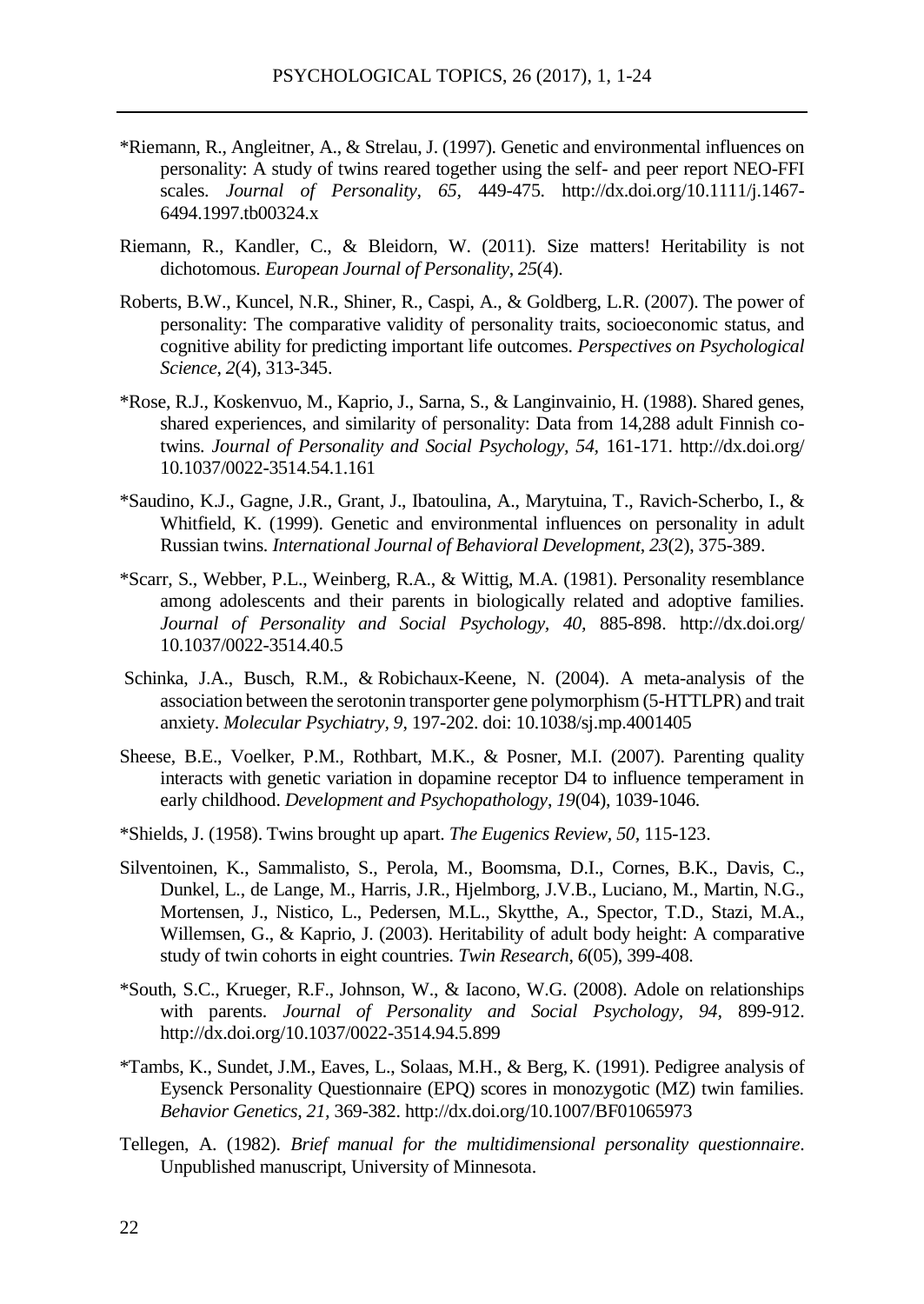*Riemann, R., Angleitner, A., & Strelau, J. (1997). Genetic and environmental influences on personality: A study of twins reared together using the self- and peer report NEO-FFI scales. *Journal of Personality, 65*, 449-475. http://dx.doi.org/10.1111/j.1467-6494.1997.tb00324.x

Riemann, R., Kandler, C., & Bleidorn, W. (2011). Size matters! Heritability is not dichotomous. *European Journal of Personality, 25*(4).

Roberts, B.W., Kuncel, N.R., Shiner, R., Caspi, A., & Goldberg, L.R. (2007). The power of personality: The comparative validity of personality traits, socioeconomic status, and cognitive ability for predicting important life outcomes. *Perspectives on Psychological Science, 2*(4), 313-345.

*Rose, R.J., Koskenvuo, M., Kaprio, J., Sarna, S., & Langinvainio, H. (1988). Shared genes, shared experiences, and similarity of personality: Data from 14,288 adult Finnish co-twins. *Journal of Personality and Social Psychology, 54*, 161-171. http://dx.doi.org/10.1037/0022-3514.54.1.161

*Saudino, K.J., Gagne, J.R., Grant, J., Ibatoulina, A., Marytuina, T., Ravich-Scherbo, I., & Whitfield, K. (1999). Genetic and environmental influences on personality in adult Russian twins. *International Journal of Behavioral Development, 23*(2), 375-389.

*Scarr, S., Webber, P.L., Weinberg, R.A., & Wittig, M.A. (1981). Personality resemblance among adolescents and their parents in biologically related and adoptive families. *Journal of Personality and Social Psychology, 40*, 885-898. http://dx.doi.org/10.1037/0022-3514.40.5

Schinka, J.A., Busch, R.M., & Robichaux-Keene, N. (2004). A meta-analysis of the association between the serotonin transporter gene polymorphism (5-HTTLPR) and trait anxiety. *Molecular Psychiatry, 9*, 197-202. doi: 10.1038/sj.mp.4001405

Sheese, B.E., Voelker, P.M., Rothbart, M.K., & Posner, M.I. (2007). Parenting quality interacts with genetic variation in dopamine receptor D4 to influence temperament in early childhood. *Development and Psychopathology, 19*(04), 1039-1046.

*Shields, J. (1958). Twins brought up apart. *The Eugenics Review, 50*, 115-123.

Silventoinen, K., Sammalisto, S., Perola, M., Boomsma, D.I., Cornes, B.K., Davis, C., Dunkel, L., de Lange, M., Harris, J.R., Hjelmborg, J.V.B., Luciano, M., Martin, N.G., Mortensen, J., Nistico, L., Pedersen, M.L., Skytthe, A., Spector, T.D., Stazi, M.A., Willemsen, G., & Kaprio, J. (2003). Heritability of adult body height: A comparative study of twin cohorts in eight countries. *Twin Research, 6*(05), 399-408.

*South, S.C., Krueger, R.F., Johnson, W., & Iacono, W.G. (2008). Adole on relationships with parents. *Journal of Personality and Social Psychology, 94*, 899-912. http://dx.doi.org/10.1037/0022-3514.94.5.899

*Tambs, K., Sundet, J.M., Eaves, L., Solaas, M.H., & Berg, K. (1991). Pedigree analysis of Eysenck Personality Questionnaire (EPQ) scores in monozygotic (MZ) twin families. *Behavior Genetics, 21*, 369-382. http://dx.doi.org/10.1007/BF01065973

Tellegen, A. (1982). *Brief manual for the multidimensional personality questionnaire*. Unpublished manuscript, University of Minnesota.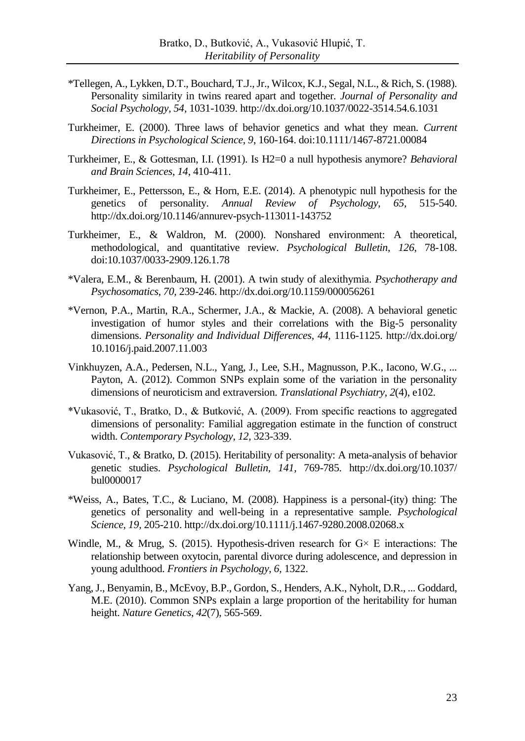*Tellegen, A., Lykken, D.T., Bouchard, T.J., Jr., Wilcox, K.J., Segal, N.L., & Rich, S. (1988). Personality similarity in twins reared apart and together. *Journal of Personality and Social Psychology, 54,* 1031-1039. http://dx.doi.org/10.1037/0022-3514.54.6.1031

Turkheimer, E. (2000). Three laws of behavior genetics and what they mean. *Current Directions in Psychological Science*, *9*, 160-164. doi:10.1111/1467-8721.00084

Turkheimer, E., & Gottesman, I.I. (1991). Is H2=0 a null hypothesis anymore? *Behavioral and Brain Sciences, 14*, 410-411.

Turkheimer, E., Pettersson, E., & Horn, E.E. (2014). A phenotypic null hypothesis for the genetics of personality. *Annual Review of Psychology, 65,* 515-540. http://dx.doi.org/10.1146/annurev-psych-113011-143752

Turkheimer, E., & Waldron, M. (2000). Nonshared environment: A theoretical, methodological, and quantitative review. *Psychological Bulletin*, *126*, 78-108. doi:10.1037/0033-2909.126.1.78

*Valera, E.M., & Berenbaum, H. (2001). A twin study of alexithymia. *Psychotherapy and Psychosomatics, 70,* 239-246. http://dx.doi.org/10.1159/000056261

*Vernon, P.A., Martin, R.A., Schermer, J.A., & Mackie, A. (2008). A behavioral genetic investigation of humor styles and their correlations with the Big-5 personality dimensions. *Personality and Individual Differences, 44,* 1116-1125. http://dx.doi.org/10.1016/j.paid.2007.11.003

Vinkhuyzen, A.A., Pedersen, N.L., Yang, J., Lee, S.H., Magnusson, P.K., Iacono, W.G., ... Payton, A. (2012). Common SNPs explain some of the variation in the personality dimensions of neuroticism and extraversion. *Translational Psychiatry*, *2*(4), e102.

*Vukasović, T., Bratko, D., & Butković, A. (2009). From specific reactions to aggregated dimensions of personality: Familial aggregation estimate in the function of construct width. *Contemporary Psychology, 12,* 323-339.

Vukasović, T., & Bratko, D. (2015). Heritability of personality: A meta-analysis of behavior genetic studies. *Psychological Bulletin, 141,* 769-785. http://dx.doi.org/10.1037/bul0000017

*Weiss, A., Bates, T.C., & Luciano, M. (2008). Happiness is a personal-(ity) thing: The genetics of personality and well-being in a representative sample. *Psychological Science, 19,* 205-210. http://dx.doi.org/10.1111/j.1467-9280.2008.02068.x

Windle, M., & Mrug, S. (2015). Hypothesis-driven research for G× E interactions: The relationship between oxytocin, parental divorce during adolescence, and depression in young adulthood. *Frontiers in Psychology*, *6*, 1322.

Yang, J., Benyamin, B., McEvoy, B.P., Gordon, S., Henders, A.K., Nyholt, D.R., ... Goddard, M.E. (2010). Common SNPs explain a large proportion of the heritability for human height. *Nature Genetics*, *42*(7), 565-569.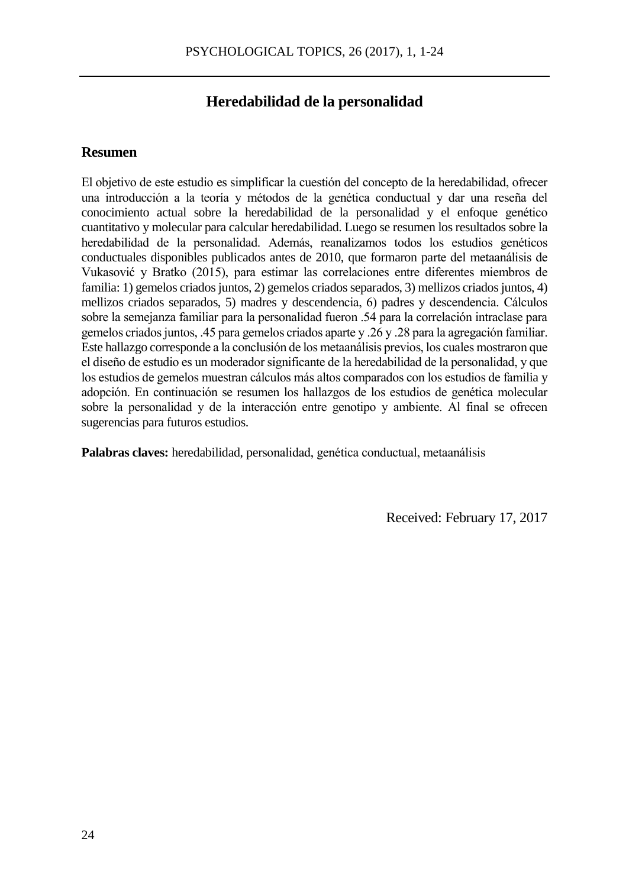## Heredabilidad de la personalidad

### Resumen

El objetivo de este estudio es simplificar la cuestión del concepto de la heredabilidad, ofrecer una introducción a la teoría y métodos de la genética conductual y dar una reseña del conocimiento actual sobre la heredabilidad de la personalidad y el enfoque genético cuantitativo y molecular para calcular heredabilidad. Luego se resumen los resultados sobre la heredabilidad de la personalidad. Además, reanalizamos todos los estudios genéticos conductuales disponibles publicados antes de 2010, que formaron parte del metaanálisis de Vukasović y Bratko (2015), para estimar las correlaciones entre diferentes miembros de familia: 1) gemelos criados juntos, 2) gemelos criados separados, 3) mellizos criados juntos, 4) mellizos criados separados, 5) madres y descendencia, 6) padres y descendencia. Cálculos sobre la semejanza familiar para la personalidad fueron .54 para la correlación intraclase para gemelos criados juntos, .45 para gemelos criados aparte y .26 y .28 para la agregación familiar. Este hallazgo corresponde a la conclusión de los metaanálisis previos, los cuales mostraron que el diseño de estudio es un moderador significante de la heredabilidad de la personalidad, y que los estudios de gemelos muestran cálculos más altos comparados con los estudios de familia y adopción. En continuación se resumen los hallazgos de los estudios de genética molecular sobre la personalidad y de la interacción entre genotipo y ambiente. Al final se ofrecen sugerencias para futuros estudios.

**Palabras claves:** heredabilidad, personalidad, genética conductual, metaanálisis

Received: February 17, 2017